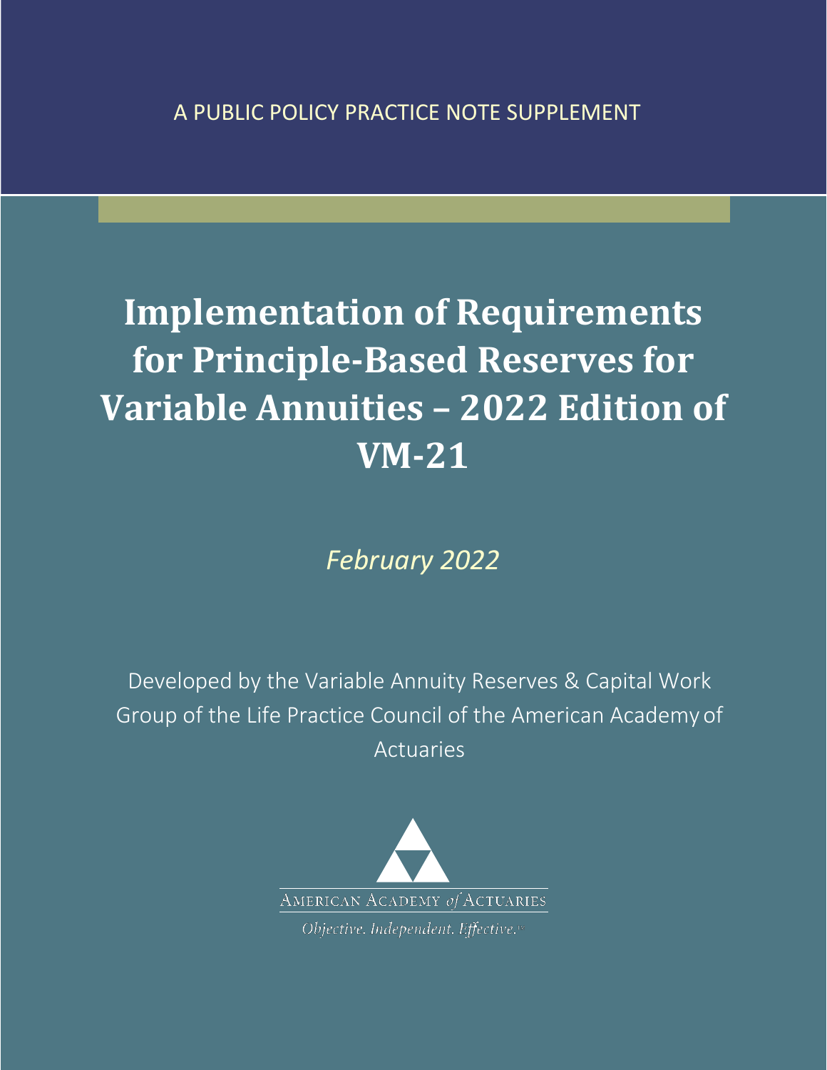A PUBLIC POLICY PRACTICE NOTE SUPPLEMENT

# Implementation of Requirements for Principle-Based Reserves for Variable Annuities – 2022 Edition of VM-21

*February 2022*

Developed by the Variable Annuity Reserves & Capital Work Group of the Life Practice Council of the American Academy of Actuaries

AMERICAN ACADEMY *of* ACTUARIES

*Objective. Independent. Effective.*™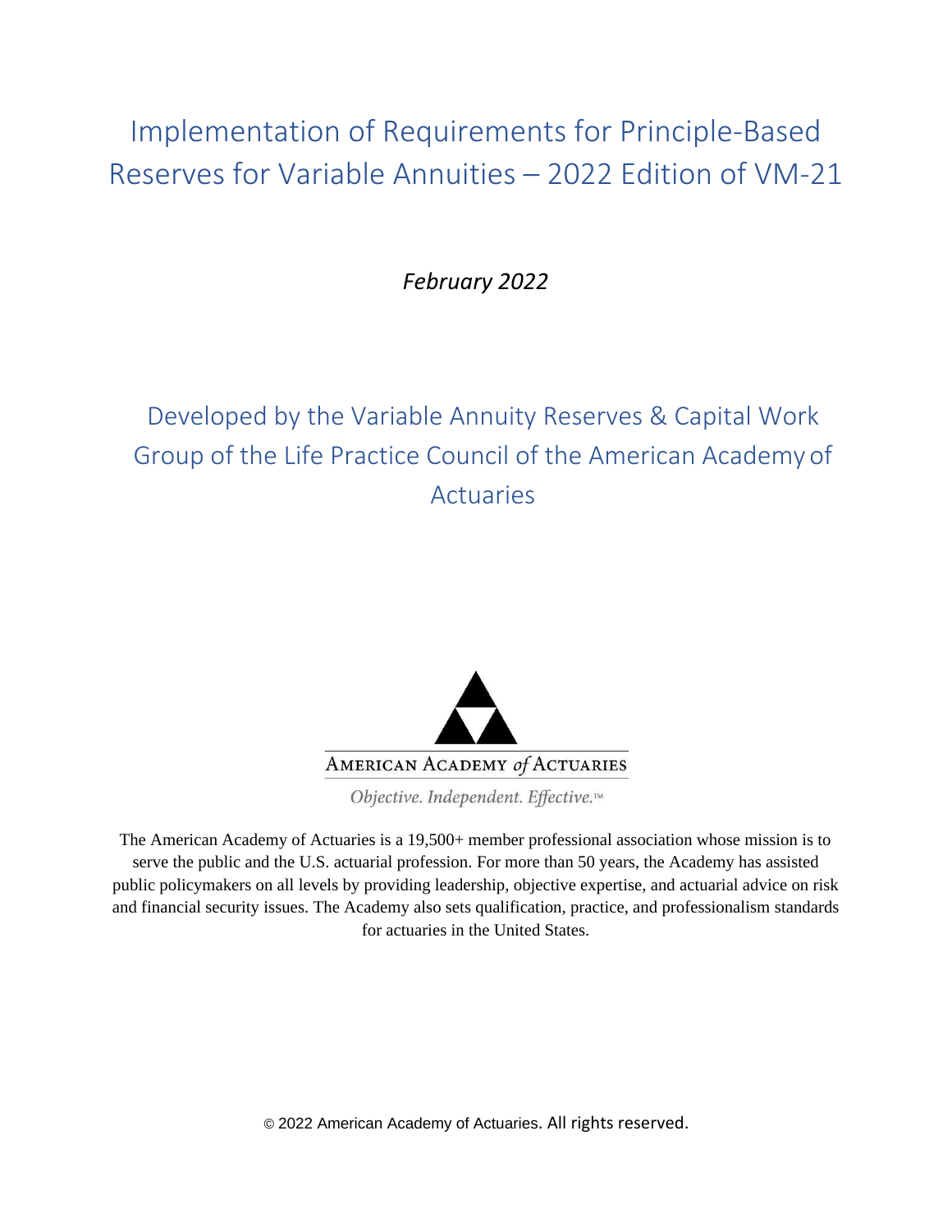# Implementation of Requirements for Principle-Based Reserves for Variable Annuities – 2022 Edition of VM-21

*February 2022*

## Developed by the Variable Annuity Reserves & Capital Work Group of the Life Practice Council of the American Academy of Actuaries

AMERICAN ACADEMY *of* ACTUARIES

*Objective. Independent. Effective.™*

The American Academy of Actuaries is a 19,500+ member professional association whose mission is to serve the public and the U.S. actuarial profession. For more than 50 years, the Academy has assisted public policymakers on all levels by providing leadership, objective expertise, and actuarial advice on risk and financial security issues. The Academy also sets qualification, practice, and professionalism standards for actuaries in the United States.

© 2022 American Academy of Actuaries. All rights reserved.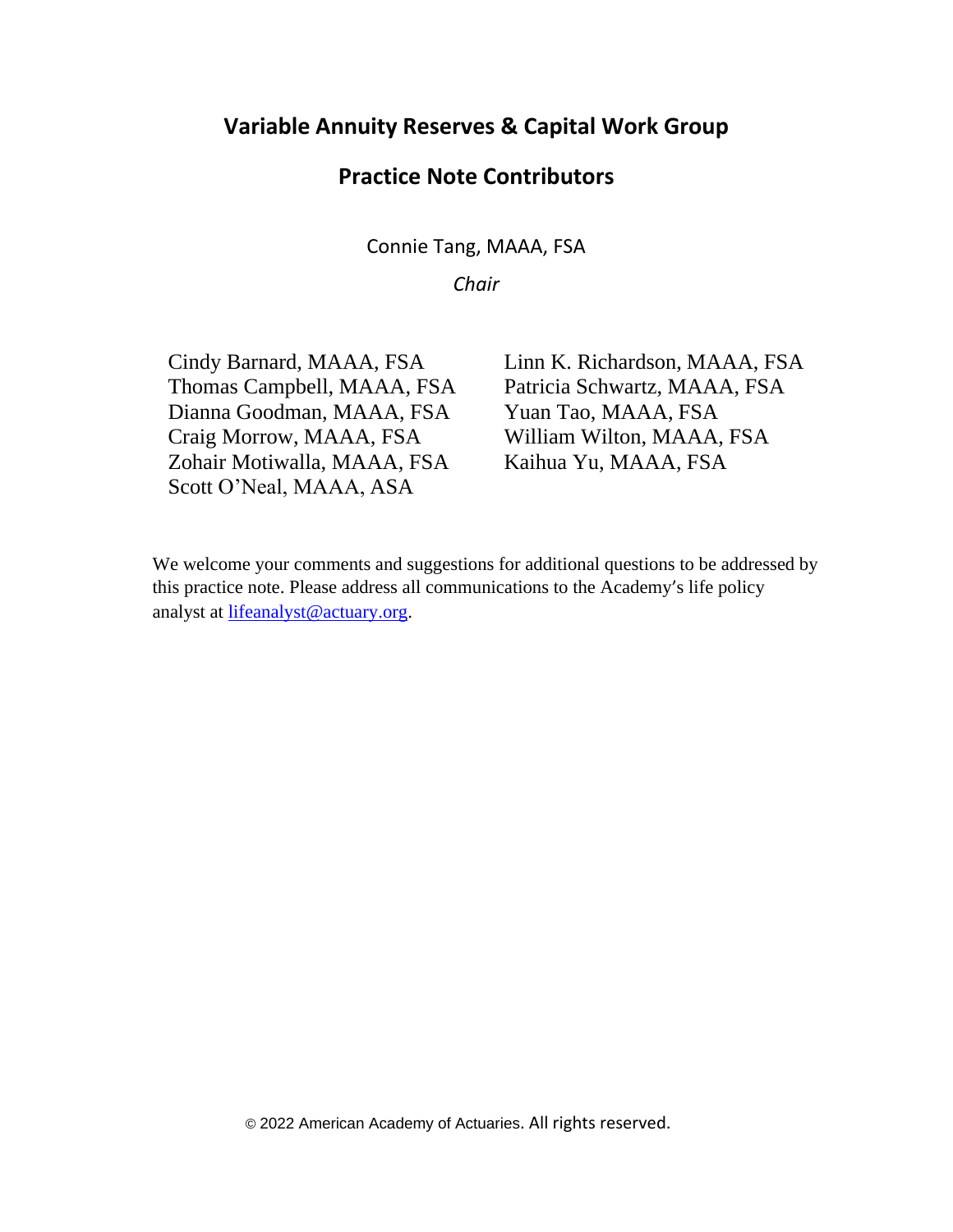## Variable Annuity Reserves & Capital Work Group

## Practice Note Contributors

Connie Tang, MAAA, FSA

*Chair*

Cindy Barnard, MAAA, FSA
Thomas Campbell, MAAA, FSA
Dianna Goodman, MAAA, FSA
Craig Morrow, MAAA, FSA
Zohair Motiwalla, MAAA, FSA
Scott O'Neal, MAAA, ASA
Linn K. Richardson, MAAA, FSA
Patricia Schwartz, MAAA, FSA
Yuan Tao, MAAA, FSA
William Wilton, MAAA, FSA
Kaihua Yu, MAAA, FSA

We welcome your comments and suggestions for additional questions to be addressed by this practice note. Please address all communications to the Academy's life policy analyst at lifeanalyst@actuary.org.

© 2022 American Academy of Actuaries. All rights reserved.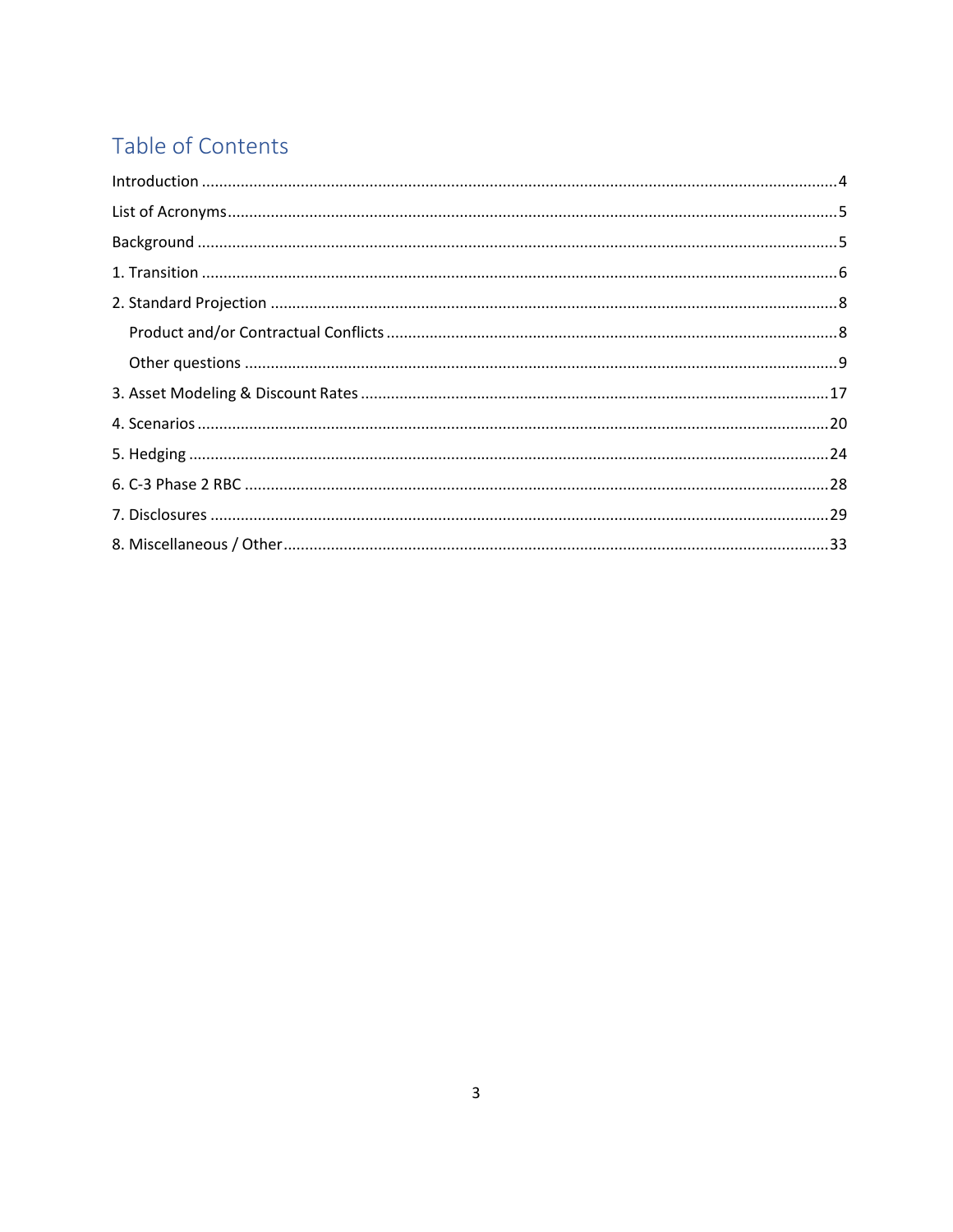# Table of Contents

Introduction .......... 4

List of Acronyms .......... 5

Background .......... 5

1. Transition .......... 6

2. Standard Projection .......... 8

   - Product and/or Contractual Conflicts .......... 8
   - Other questions .......... 9

3. Asset Modeling & Discount Rates .......... 17

4. Scenarios .......... 20

5. Hedging .......... 24

6. C-3 Phase 2 RBC .......... 28

7. Disclosures .......... 29

8. Miscellaneous / Other .......... 33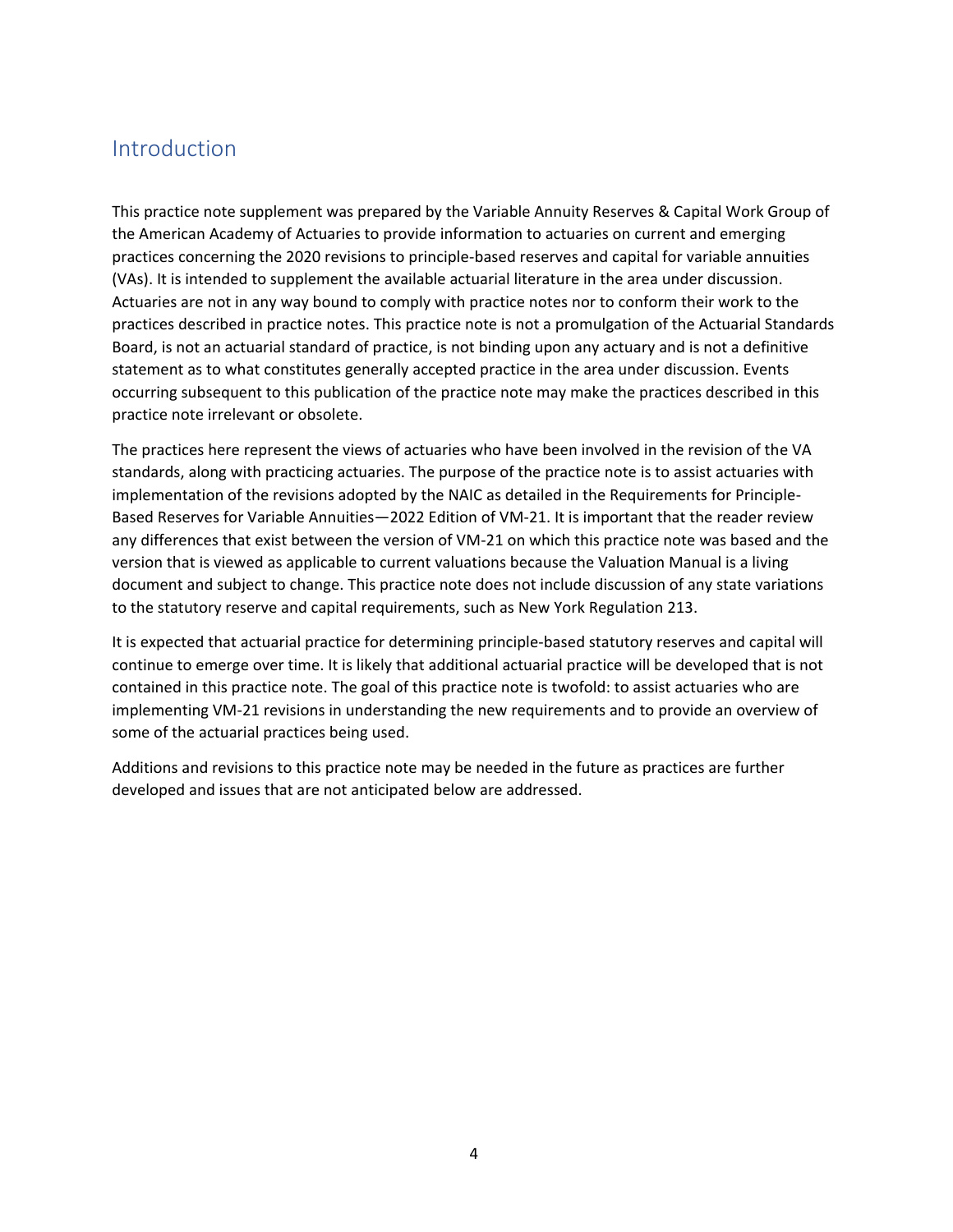## Introduction

This practice note supplement was prepared by the Variable Annuity Reserves & Capital Work Group of the American Academy of Actuaries to provide information to actuaries on current and emerging practices concerning the 2020 revisions to principle-based reserves and capital for variable annuities (VAs). It is intended to supplement the available actuarial literature in the area under discussion. Actuaries are not in any way bound to comply with practice notes nor to conform their work to the practices described in practice notes. This practice note is not a promulgation of the Actuarial Standards Board, is not an actuarial standard of practice, is not binding upon any actuary and is not a definitive statement as to what constitutes generally accepted practice in the area under discussion. Events occurring subsequent to this publication of the practice note may make the practices described in this practice note irrelevant or obsolete.

The practices here represent the views of actuaries who have been involved in the revision of the VA standards, along with practicing actuaries. The purpose of the practice note is to assist actuaries with implementation of the revisions adopted by the NAIC as detailed in the Requirements for Principle-Based Reserves for Variable Annuities—2022 Edition of VM-21. It is important that the reader review any differences that exist between the version of VM-21 on which this practice note was based and the version that is viewed as applicable to current valuations because the Valuation Manual is a living document and subject to change. This practice note does not include discussion of any state variations to the statutory reserve and capital requirements, such as New York Regulation 213.

It is expected that actuarial practice for determining principle-based statutory reserves and capital will continue to emerge over time. It is likely that additional actuarial practice will be developed that is not contained in this practice note. The goal of this practice note is twofold: to assist actuaries who are implementing VM-21 revisions in understanding the new requirements and to provide an overview of some of the actuarial practices being used.

Additions and revisions to this practice note may be needed in the future as practices are further developed and issues that are not anticipated below are addressed.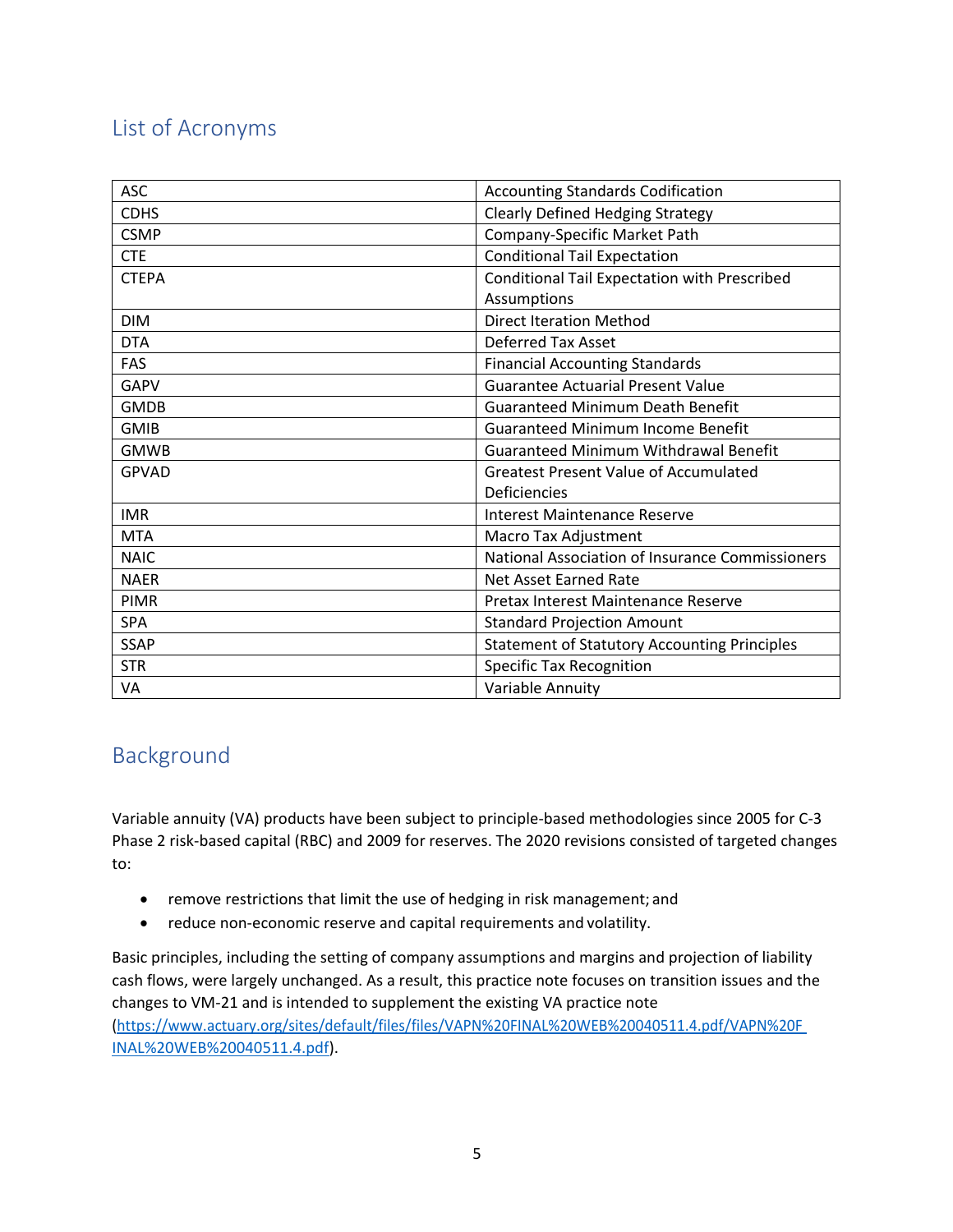## List of Acronyms

| | |
|---|---|
| ASC | Accounting Standards Codification |
| CDHS | Clearly Defined Hedging Strategy |
| CSMP | Company-Specific Market Path |
| CTE | Conditional Tail Expectation |
| CTEPA | Conditional Tail Expectation with Prescribed Assumptions |
| DIM | Direct Iteration Method |
| DTA | Deferred Tax Asset |
| FAS | Financial Accounting Standards |
| GAPV | Guarantee Actuarial Present Value |
| GMDB | Guaranteed Minimum Death Benefit |
| GMIB | Guaranteed Minimum Income Benefit |
| GMWB | Guaranteed Minimum Withdrawal Benefit |
| GPVAD | Greatest Present Value of Accumulated Deficiencies |
| IMR | Interest Maintenance Reserve |
| MTA | Macro Tax Adjustment |
| NAIC | National Association of Insurance Commissioners |
| NAER | Net Asset Earned Rate |
| PIMR | Pretax Interest Maintenance Reserve |
| SPA | Standard Projection Amount |
| SSAP | Statement of Statutory Accounting Principles |
| STR | Specific Tax Recognition |
| VA | Variable Annuity |

## Background

Variable annuity (VA) products have been subject to principle-based methodologies since 2005 for C-3 Phase 2 risk-based capital (RBC) and 2009 for reserves. The 2020 revisions consisted of targeted changes to:

- remove restrictions that limit the use of hedging in risk management; and
- reduce non-economic reserve and capital requirements and volatility.

Basic principles, including the setting of company assumptions and margins and projection of liability cash flows, were largely unchanged. As a result, this practice note focuses on transition issues and the changes to VM-21 and is intended to supplement the existing VA practice note (https://www.actuary.org/sites/default/files/files/VAPN%20FINAL%20WEB%20040511.4.pdf/VAPN%20FINAL%20WEB%20040511.4.pdf).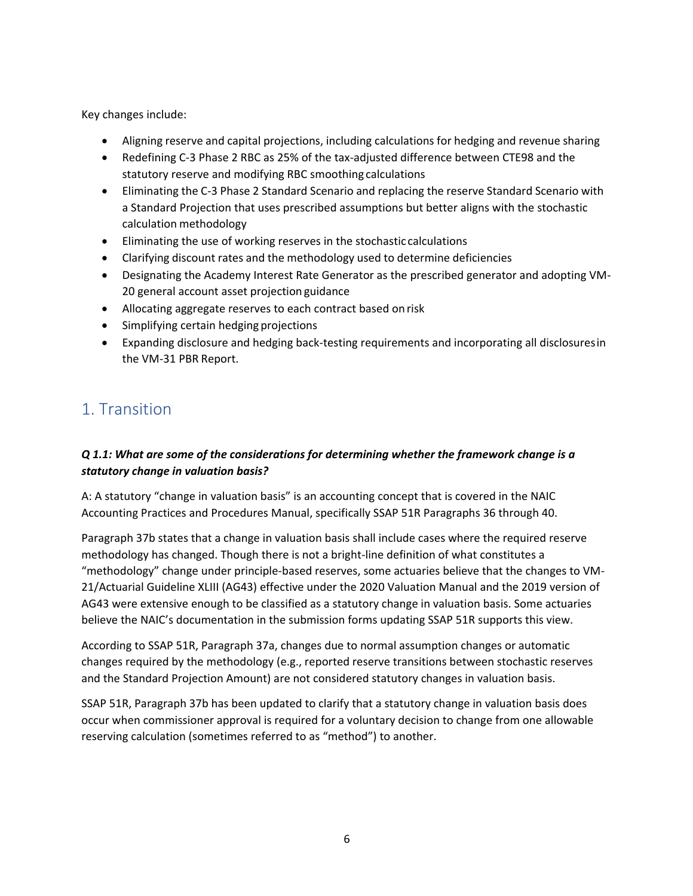Key changes include:

- Aligning reserve and capital projections, including calculations for hedging and revenue sharing
- Redefining C-3 Phase 2 RBC as 25% of the tax-adjusted difference between CTE98 and the statutory reserve and modifying RBC smoothing calculations
- Eliminating the C-3 Phase 2 Standard Scenario and replacing the reserve Standard Scenario with a Standard Projection that uses prescribed assumptions but better aligns with the stochastic calculation methodology
- Eliminating the use of working reserves in the stochastic calculations
- Clarifying discount rates and the methodology used to determine deficiencies
- Designating the Academy Interest Rate Generator as the prescribed generator and adopting VM-20 general account asset projection guidance
- Allocating aggregate reserves to each contract based on risk
- Simplifying certain hedging projections
- Expanding disclosure and hedging back-testing requirements and incorporating all disclosures in the VM-31 PBR Report.

## 1. Transition

***Q 1.1: What are some of the considerations for determining whether the framework change is a statutory change in valuation basis?***

A: A statutory "change in valuation basis" is an accounting concept that is covered in the NAIC Accounting Practices and Procedures Manual, specifically SSAP 51R Paragraphs 36 through 40.

Paragraph 37b states that a change in valuation basis shall include cases where the required reserve methodology has changed. Though there is not a bright-line definition of what constitutes a "methodology" change under principle-based reserves, some actuaries believe that the changes to VM-21/Actuarial Guideline XLIII (AG43) effective under the 2020 Valuation Manual and the 2019 version of AG43 were extensive enough to be classified as a statutory change in valuation basis. Some actuaries believe the NAIC's documentation in the submission forms updating SSAP 51R supports this view.

According to SSAP 51R, Paragraph 37a, changes due to normal assumption changes or automatic changes required by the methodology (e.g., reported reserve transitions between stochastic reserves and the Standard Projection Amount) are not considered statutory changes in valuation basis.

SSAP 51R, Paragraph 37b has been updated to clarify that a statutory change in valuation basis does occur when commissioner approval is required for a voluntary decision to change from one allowable reserving calculation (sometimes referred to as "method") to another.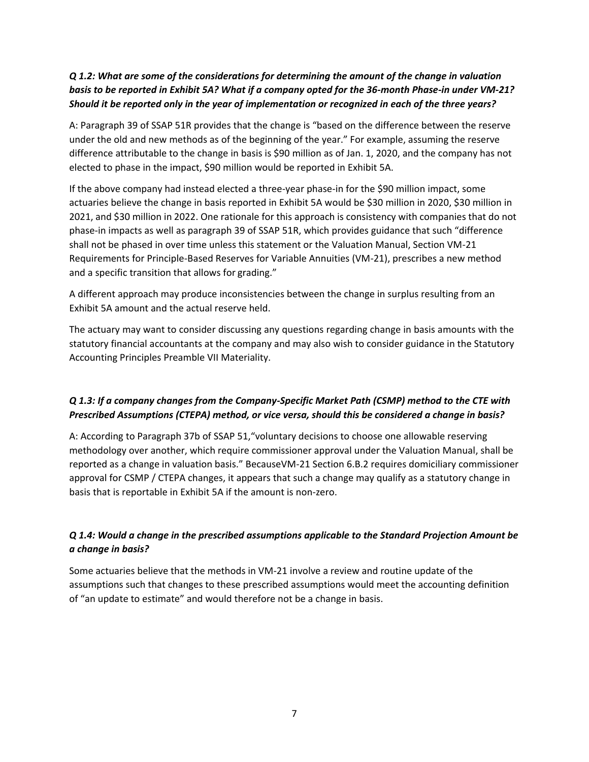***Q 1.2: What are some of the considerations for determining the amount of the change in valuation basis to be reported in Exhibit 5A? What if a company opted for the 36-month Phase-in under VM-21? Should it be reported only in the year of implementation or recognized in each of the three years?***

A: Paragraph 39 of SSAP 51R provides that the change is "based on the difference between the reserve under the old and new methods as of the beginning of the year." For example, assuming the reserve difference attributable to the change in basis is $90 million as of Jan. 1, 2020, and the company has not elected to phase in the impact, $90 million would be reported in Exhibit 5A.

If the above company had instead elected a three-year phase-in for the $90 million impact, some actuaries believe the change in basis reported in Exhibit 5A would be $30 million in 2020, $30 million in 2021, and $30 million in 2022. One rationale for this approach is consistency with companies that do not phase-in impacts as well as paragraph 39 of SSAP 51R, which provides guidance that such "difference shall not be phased in over time unless this statement or the Valuation Manual, Section VM-21 Requirements for Principle-Based Reserves for Variable Annuities (VM-21), prescribes a new method and a specific transition that allows for grading."

A different approach may produce inconsistencies between the change in surplus resulting from an Exhibit 5A amount and the actual reserve held.

The actuary may want to consider discussing any questions regarding change in basis amounts with the statutory financial accountants at the company and may also wish to consider guidance in the Statutory Accounting Principles Preamble VII Materiality.

***Q 1.3: If a company changes from the Company-Specific Market Path (CSMP) method to the CTE with Prescribed Assumptions (CTEPA) method, or vice versa, should this be considered a change in basis?***

A: According to Paragraph 37b of SSAP 51,"voluntary decisions to choose one allowable reserving methodology over another, which require commissioner approval under the Valuation Manual, shall be reported as a change in valuation basis." BecauseVM-21 Section 6.B.2 requires domiciliary commissioner approval for CSMP / CTEPA changes, it appears that such a change may qualify as a statutory change in basis that is reportable in Exhibit 5A if the amount is non-zero.

***Q 1.4: Would a change in the prescribed assumptions applicable to the Standard Projection Amount be a change in basis?***

Some actuaries believe that the methods in VM-21 involve a review and routine update of the assumptions such that changes to these prescribed assumptions would meet the accounting definition of "an update to estimate" and would therefore not be a change in basis.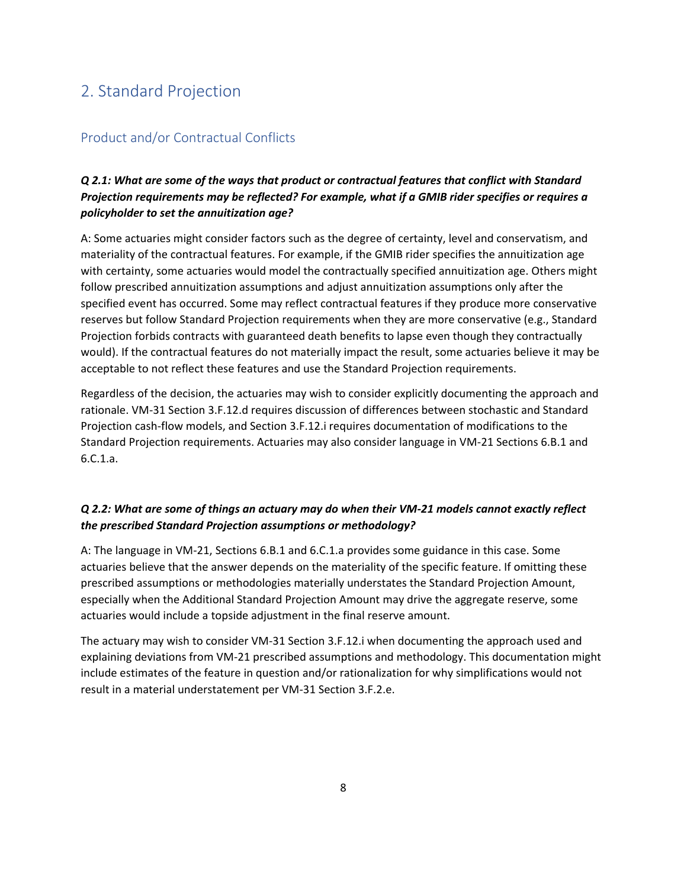## 2. Standard Projection

### Product and/or Contractual Conflicts

***Q 2.1: What are some of the ways that product or contractual features that conflict with Standard Projection requirements may be reflected? For example, what if a GMIB rider specifies or requires a policyholder to set the annuitization age?***

A: Some actuaries might consider factors such as the degree of certainty, level and conservatism, and materiality of the contractual features. For example, if the GMIB rider specifies the annuitization age with certainty, some actuaries would model the contractually specified annuitization age. Others might follow prescribed annuitization assumptions and adjust annuitization assumptions only after the specified event has occurred. Some may reflect contractual features if they produce more conservative reserves but follow Standard Projection requirements when they are more conservative (e.g., Standard Projection forbids contracts with guaranteed death benefits to lapse even though they contractually would). If the contractual features do not materially impact the result, some actuaries believe it may be acceptable to not reflect these features and use the Standard Projection requirements.

Regardless of the decision, the actuaries may wish to consider explicitly documenting the approach and rationale. VM-31 Section 3.F.12.d requires discussion of differences between stochastic and Standard Projection cash-flow models, and Section 3.F.12.i requires documentation of modifications to the Standard Projection requirements. Actuaries may also consider language in VM-21 Sections 6.B.1 and 6.C.1.a.

***Q 2.2: What are some of things an actuary may do when their VM-21 models cannot exactly reflect the prescribed Standard Projection assumptions or methodology?***

A: The language in VM-21, Sections 6.B.1 and 6.C.1.a provides some guidance in this case. Some actuaries believe that the answer depends on the materiality of the specific feature. If omitting these prescribed assumptions or methodologies materially understates the Standard Projection Amount, especially when the Additional Standard Projection Amount may drive the aggregate reserve, some actuaries would include a topside adjustment in the final reserve amount.

The actuary may wish to consider VM-31 Section 3.F.12.i when documenting the approach used and explaining deviations from VM-21 prescribed assumptions and methodology. This documentation might include estimates of the feature in question and/or rationalization for why simplifications would not result in a material understatement per VM-31 Section 3.F.2.e.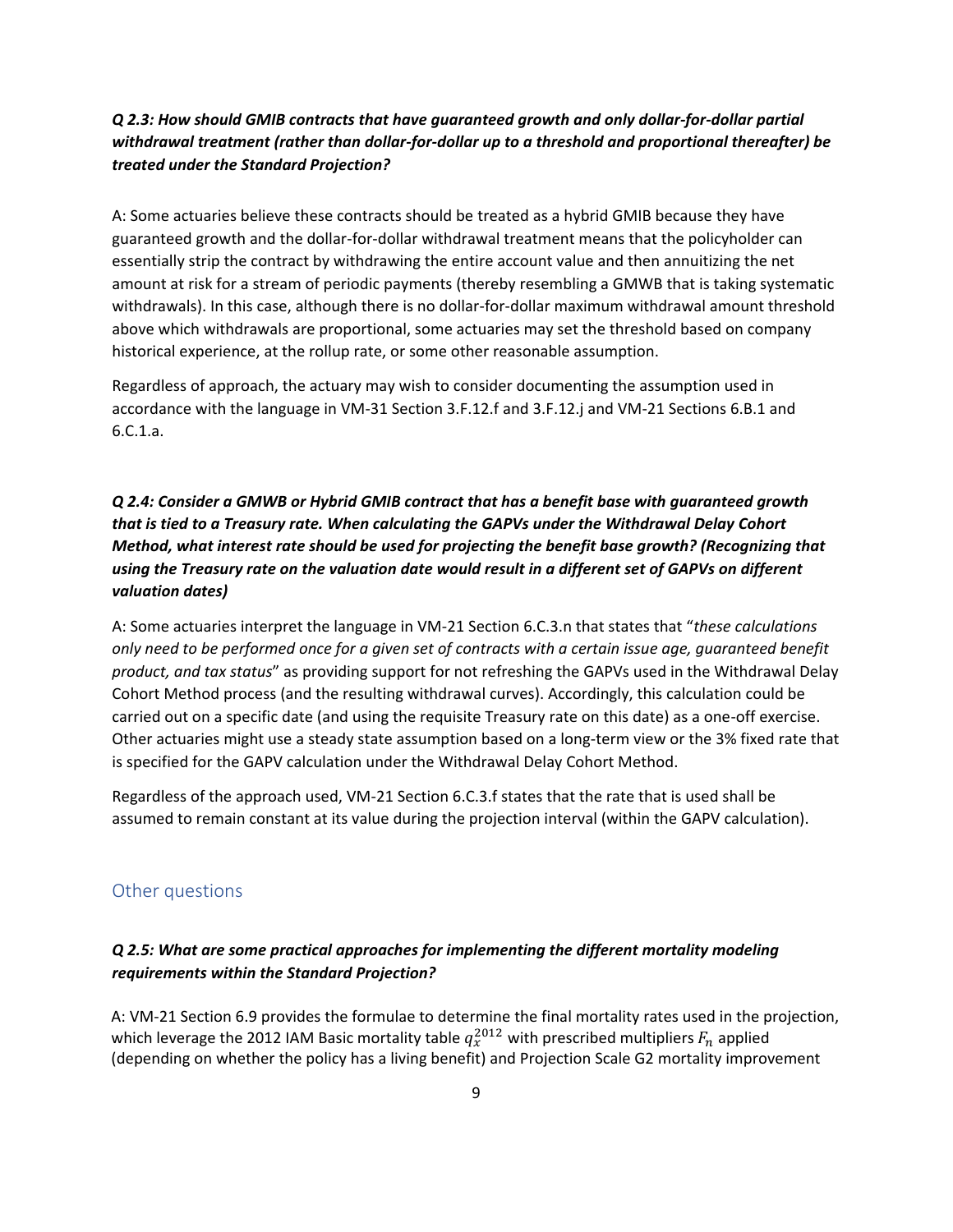***Q 2.3: How should GMIB contracts that have guaranteed growth and only dollar-for-dollar partial withdrawal treatment (rather than dollar-for-dollar up to a threshold and proportional thereafter) be treated under the Standard Projection?***

A: Some actuaries believe these contracts should be treated as a hybrid GMIB because they have guaranteed growth and the dollar-for-dollar withdrawal treatment means that the policyholder can essentially strip the contract by withdrawing the entire account value and then annuitizing the net amount at risk for a stream of periodic payments (thereby resembling a GMWB that is taking systematic withdrawals). In this case, although there is no dollar-for-dollar maximum withdrawal amount threshold above which withdrawals are proportional, some actuaries may set the threshold based on company historical experience, at the rollup rate, or some other reasonable assumption.

Regardless of approach, the actuary may wish to consider documenting the assumption used in accordance with the language in VM-31 Section 3.F.12.f and 3.F.12.j and VM-21 Sections 6.B.1 and 6.C.1.a.

***Q 2.4: Consider a GMWB or Hybrid GMIB contract that has a benefit base with guaranteed growth that is tied to a Treasury rate. When calculating the GAPVs under the Withdrawal Delay Cohort Method, what interest rate should be used for projecting the benefit base growth? (Recognizing that using the Treasury rate on the valuation date would result in a different set of GAPVs on different valuation dates)***

A: Some actuaries interpret the language in VM-21 Section 6.C.3.n that states that "*these calculations only need to be performed once for a given set of contracts with a certain issue age, guaranteed benefit product, and tax status*" as providing support for not refreshing the GAPVs used in the Withdrawal Delay Cohort Method process (and the resulting withdrawal curves). Accordingly, this calculation could be carried out on a specific date (and using the requisite Treasury rate on this date) as a one-off exercise. Other actuaries might use a steady state assumption based on a long-term view or the 3% fixed rate that is specified for the GAPV calculation under the Withdrawal Delay Cohort Method.

Regardless of the approach used, VM-21 Section 6.C.3.f states that the rate that is used shall be assumed to remain constant at its value during the projection interval (within the GAPV calculation).

## Other questions

***Q 2.5: What are some practical approaches for implementing the different mortality modeling requirements within the Standard Projection?***

A: VM-21 Section 6.9 provides the formulae to determine the final mortality rates used in the projection, which leverage the 2012 IAM Basic mortality table $q_x^{2012}$ with prescribed multipliers $F_n$ applied (depending on whether the policy has a living benefit) and Projection Scale G2 mortality improvement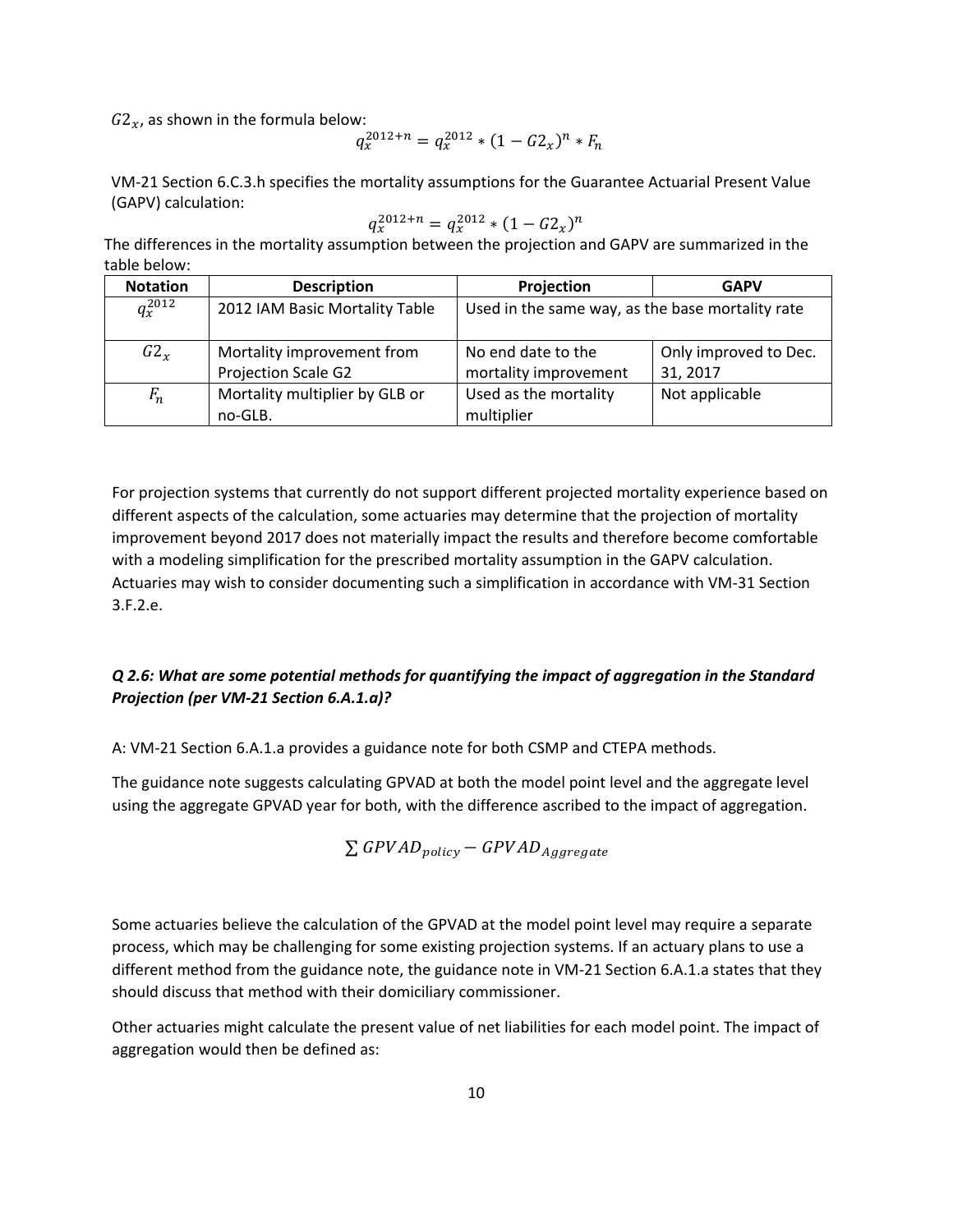$G2_x$, as shown in the formula below:

$$q_x^{2012+n} = q_x^{2012} * (1 - G2_x)^n * F_n$$

VM-21 Section 6.C.3.h specifies the mortality assumptions for the Guarantee Actuarial Present Value (GAPV) calculation:

$$q_x^{2012+n} = q_x^{2012} * (1 - G2_x)^n$$

The differences in the mortality assumption between the projection and GAPV are summarized in the table below:

| Notation | Description | Projection | GAPV |
|---|---|---|---|
| $q_x^{2012}$ | 2012 IAM Basic Mortality Table | Used in the same way, as the base mortality rate | |
| $G2_x$ | Mortality improvement from Projection Scale G2 | No end date to the mortality improvement | Only improved to Dec. 31, 2017 |
| $F_n$ | Mortality multiplier by GLB or no-GLB. | Used as the mortality multiplier | Not applicable |

For projection systems that currently do not support different projected mortality experience based on different aspects of the calculation, some actuaries may determine that the projection of mortality improvement beyond 2017 does not materially impact the results and therefore become comfortable with a modeling simplification for the prescribed mortality assumption in the GAPV calculation. Actuaries may wish to consider documenting such a simplification in accordance with VM-31 Section 3.F.2.e.

***Q 2.6: What are some potential methods for quantifying the impact of aggregation in the Standard Projection (per VM-21 Section 6.A.1.a)?***

A: VM-21 Section 6.A.1.a provides a guidance note for both CSMP and CTEPA methods.

The guidance note suggests calculating GPVAD at both the model point level and the aggregate level using the aggregate GPVAD year for both, with the difference ascribed to the impact of aggregation.

$$\sum GPVAD_{policy} - GPVAD_{Aggregate}$$

Some actuaries believe the calculation of the GPVAD at the model point level may require a separate process, which may be challenging for some existing projection systems. If an actuary plans to use a different method from the guidance note, the guidance note in VM-21 Section 6.A.1.a states that they should discuss that method with their domiciliary commissioner.

Other actuaries might calculate the present value of net liabilities for each model point. The impact of aggregation would then be defined as: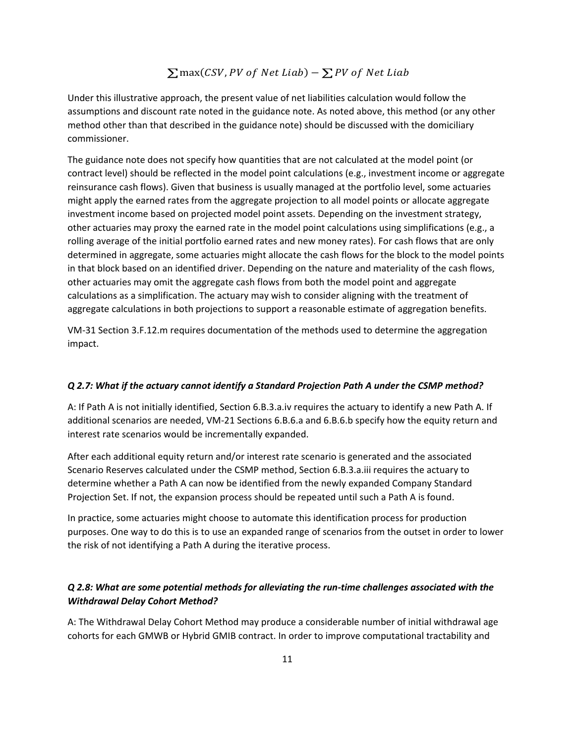$$\sum \max(CSV, PV\ of\ Net\ Liab) - \sum PV\ of\ Net\ Liab$$

Under this illustrative approach, the present value of net liabilities calculation would follow the assumptions and discount rate noted in the guidance note. As noted above, this method (or any other method other than that described in the guidance note) should be discussed with the domiciliary commissioner.

The guidance note does not specify how quantities that are not calculated at the model point (or contract level) should be reflected in the model point calculations (e.g., investment income or aggregate reinsurance cash flows). Given that business is usually managed at the portfolio level, some actuaries might apply the earned rates from the aggregate projection to all model points or allocate aggregate investment income based on projected model point assets. Depending on the investment strategy, other actuaries may proxy the earned rate in the model point calculations using simplifications (e.g., a rolling average of the initial portfolio earned rates and new money rates). For cash flows that are only determined in aggregate, some actuaries might allocate the cash flows for the block to the model points in that block based on an identified driver. Depending on the nature and materiality of the cash flows, other actuaries may omit the aggregate cash flows from both the model point and aggregate calculations as a simplification. The actuary may wish to consider aligning with the treatment of aggregate calculations in both projections to support a reasonable estimate of aggregation benefits.

VM-31 Section 3.F.12.m requires documentation of the methods used to determine the aggregation impact.

### *Q 2.7: What if the actuary cannot identify a Standard Projection Path A under the CSMP method?*

A: If Path A is not initially identified, Section 6.B.3.a.iv requires the actuary to identify a new Path A. If additional scenarios are needed, VM-21 Sections 6.B.6.a and 6.B.6.b specify how the equity return and interest rate scenarios would be incrementally expanded.

After each additional equity return and/or interest rate scenario is generated and the associated Scenario Reserves calculated under the CSMP method, Section 6.B.3.a.iii requires the actuary to determine whether a Path A can now be identified from the newly expanded Company Standard Projection Set. If not, the expansion process should be repeated until such a Path A is found.

In practice, some actuaries might choose to automate this identification process for production purposes. One way to do this is to use an expanded range of scenarios from the outset in order to lower the risk of not identifying a Path A during the iterative process.

### *Q 2.8: What are some potential methods for alleviating the run-time challenges associated with the Withdrawal Delay Cohort Method?*

A: The Withdrawal Delay Cohort Method may produce a considerable number of initial withdrawal age cohorts for each GMWB or Hybrid GMIB contract. In order to improve computational tractability and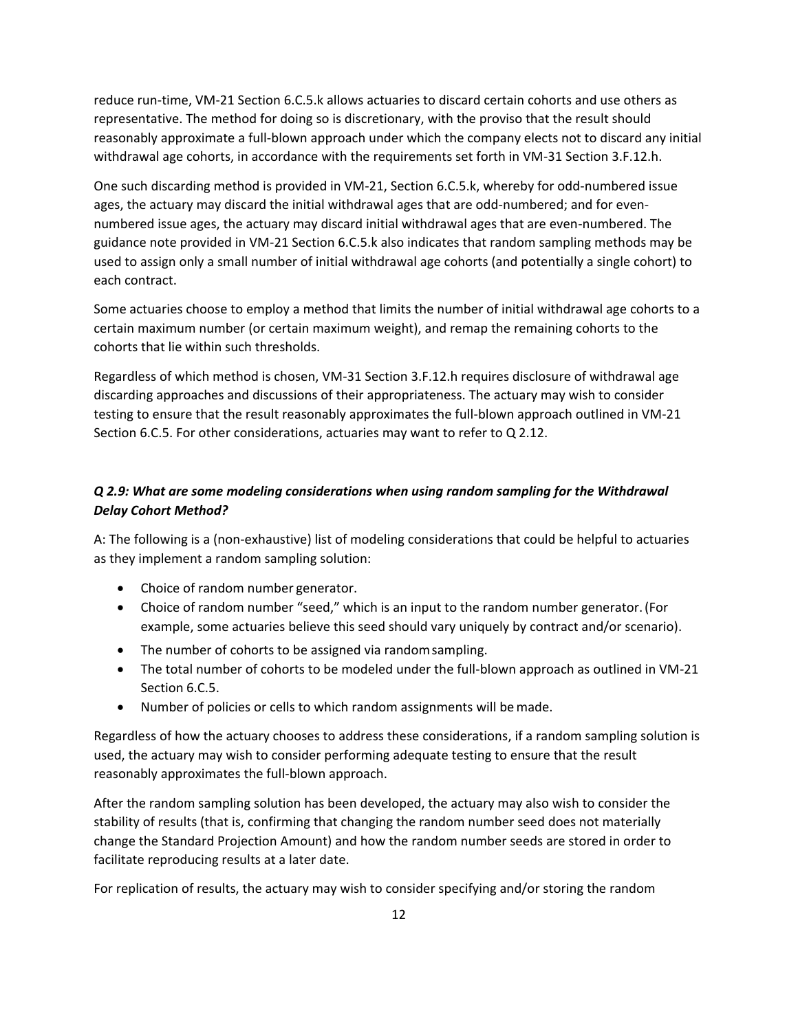reduce run-time, VM-21 Section 6.C.5.k allows actuaries to discard certain cohorts and use others as representative. The method for doing so is discretionary, with the proviso that the result should reasonably approximate a full-blown approach under which the company elects not to discard any initial withdrawal age cohorts, in accordance with the requirements set forth in VM-31 Section 3.F.12.h.

One such discarding method is provided in VM-21, Section 6.C.5.k, whereby for odd-numbered issue ages, the actuary may discard the initial withdrawal ages that are odd-numbered; and for even-numbered issue ages, the actuary may discard initial withdrawal ages that are even-numbered. The guidance note provided in VM-21 Section 6.C.5.k also indicates that random sampling methods may be used to assign only a small number of initial withdrawal age cohorts (and potentially a single cohort) to each contract.

Some actuaries choose to employ a method that limits the number of initial withdrawal age cohorts to a certain maximum number (or certain maximum weight), and remap the remaining cohorts to the cohorts that lie within such thresholds.

Regardless of which method is chosen, VM-31 Section 3.F.12.h requires disclosure of withdrawal age discarding approaches and discussions of their appropriateness. The actuary may wish to consider testing to ensure that the result reasonably approximates the full-blown approach outlined in VM-21 Section 6.C.5. For other considerations, actuaries may want to refer to Q 2.12.

***Q 2.9: What are some modeling considerations when using random sampling for the Withdrawal Delay Cohort Method?***

A: The following is a (non-exhaustive) list of modeling considerations that could be helpful to actuaries as they implement a random sampling solution:

- Choice of random number generator.
- Choice of random number "seed," which is an input to the random number generator. (For example, some actuaries believe this seed should vary uniquely by contract and/or scenario).
- The number of cohorts to be assigned via random sampling.
- The total number of cohorts to be modeled under the full-blown approach as outlined in VM-21 Section 6.C.5.
- Number of policies or cells to which random assignments will be made.

Regardless of how the actuary chooses to address these considerations, if a random sampling solution is used, the actuary may wish to consider performing adequate testing to ensure that the result reasonably approximates the full-blown approach.

After the random sampling solution has been developed, the actuary may also wish to consider the stability of results (that is, confirming that changing the random number seed does not materially change the Standard Projection Amount) and how the random number seeds are stored in order to facilitate reproducing results at a later date.

For replication of results, the actuary may wish to consider specifying and/or storing the random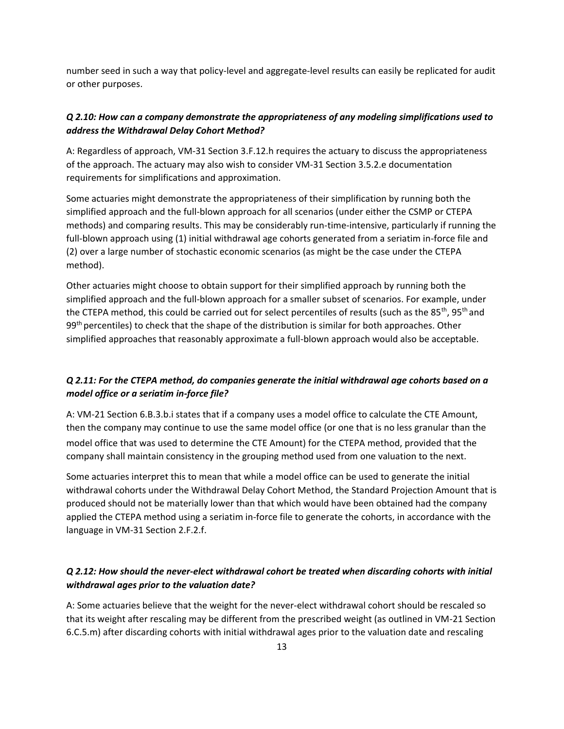number seed in such a way that policy-level and aggregate-level results can easily be replicated for audit or other purposes.

### *Q 2.10: How can a company demonstrate the appropriateness of any modeling simplifications used to address the Withdrawal Delay Cohort Method?*

A: Regardless of approach, VM-31 Section 3.F.12.h requires the actuary to discuss the appropriateness of the approach. The actuary may also wish to consider VM-31 Section 3.5.2.e documentation requirements for simplifications and approximation.

Some actuaries might demonstrate the appropriateness of their simplification by running both the simplified approach and the full-blown approach for all scenarios (under either the CSMP or CTEPA methods) and comparing results. This may be considerably run-time-intensive, particularly if running the full-blown approach using (1) initial withdrawal age cohorts generated from a seriatim in-force file and (2) over a large number of stochastic economic scenarios (as might be the case under the CTEPA method).

Other actuaries might choose to obtain support for their simplified approach by running both the simplified approach and the full-blown approach for a smaller subset of scenarios. For example, under the CTEPA method, this could be carried out for select percentiles of results (such as the 85th, 95th and 99th percentiles) to check that the shape of the distribution is similar for both approaches. Other simplified approaches that reasonably approximate a full-blown approach would also be acceptable.

### *Q 2.11: For the CTEPA method, do companies generate the initial withdrawal age cohorts based on a model office or a seriatim in-force file?*

A: VM-21 Section 6.B.3.b.i states that if a company uses a model office to calculate the CTE Amount, then the company may continue to use the same model office (or one that is no less granular than the model office that was used to determine the CTE Amount) for the CTEPA method, provided that the company shall maintain consistency in the grouping method used from one valuation to the next.

Some actuaries interpret this to mean that while a model office can be used to generate the initial withdrawal cohorts under the Withdrawal Delay Cohort Method, the Standard Projection Amount that is produced should not be materially lower than that which would have been obtained had the company applied the CTEPA method using a seriatim in-force file to generate the cohorts, in accordance with the language in VM-31 Section 2.F.2.f.

### *Q 2.12: How should the never-elect withdrawal cohort be treated when discarding cohorts with initial withdrawal ages prior to the valuation date?*

A: Some actuaries believe that the weight for the never-elect withdrawal cohort should be rescaled so that its weight after rescaling may be different from the prescribed weight (as outlined in VM-21 Section 6.C.5.m) after discarding cohorts with initial withdrawal ages prior to the valuation date and rescaling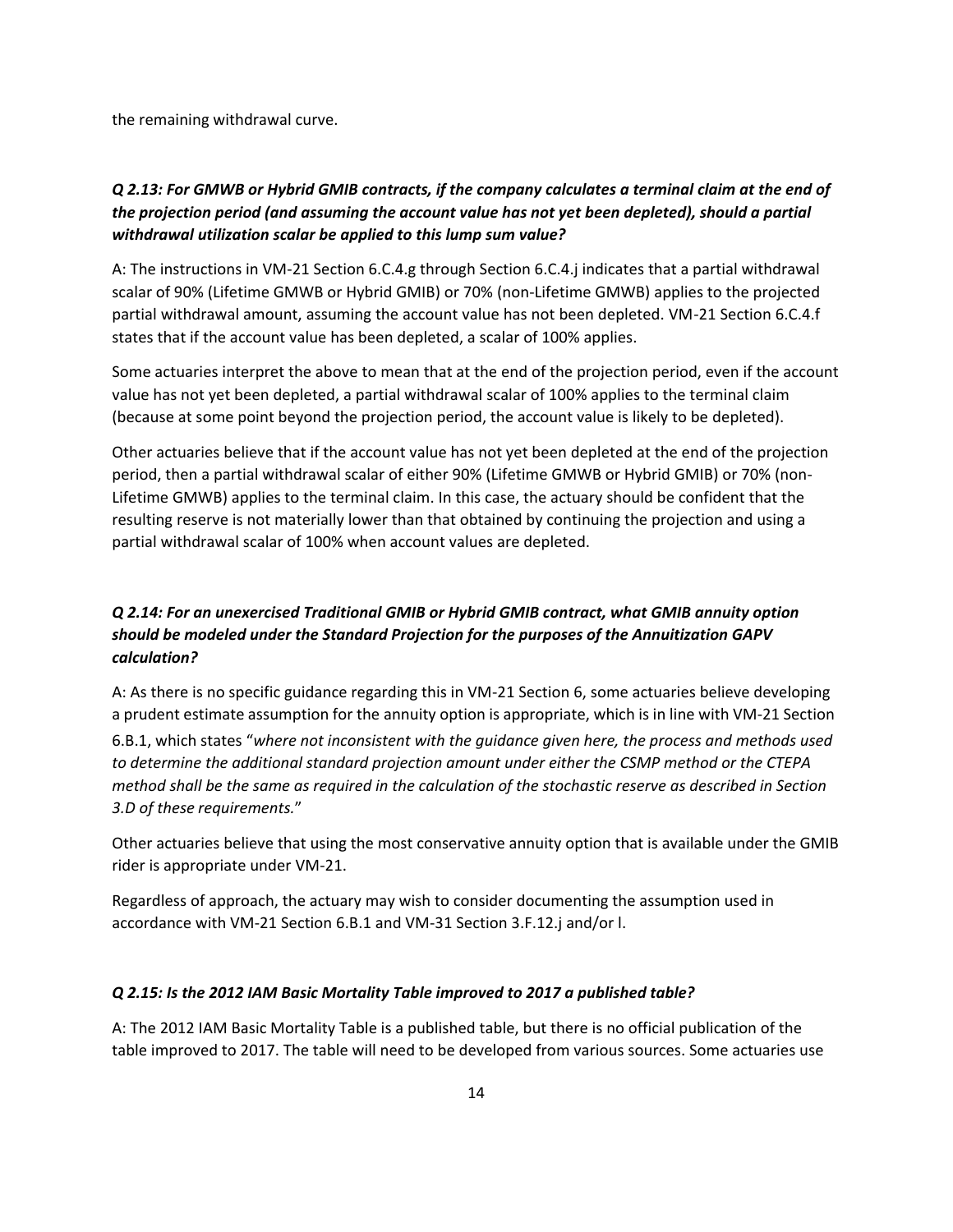the remaining withdrawal curve.

### *Q 2.13: For GMWB or Hybrid GMIB contracts, if the company calculates a terminal claim at the end of the projection period (and assuming the account value has not yet been depleted), should a partial withdrawal utilization scalar be applied to this lump sum value?*

A: The instructions in VM-21 Section 6.C.4.g through Section 6.C.4.j indicates that a partial withdrawal scalar of 90% (Lifetime GMWB or Hybrid GMIB) or 70% (non-Lifetime GMWB) applies to the projected partial withdrawal amount, assuming the account value has not been depleted. VM-21 Section 6.C.4.f states that if the account value has been depleted, a scalar of 100% applies.

Some actuaries interpret the above to mean that at the end of the projection period, even if the account value has not yet been depleted, a partial withdrawal scalar of 100% applies to the terminal claim (because at some point beyond the projection period, the account value is likely to be depleted).

Other actuaries believe that if the account value has not yet been depleted at the end of the projection period, then a partial withdrawal scalar of either 90% (Lifetime GMWB or Hybrid GMIB) or 70% (non-Lifetime GMWB) applies to the terminal claim. In this case, the actuary should be confident that the resulting reserve is not materially lower than that obtained by continuing the projection and using a partial withdrawal scalar of 100% when account values are depleted.

### *Q 2.14: For an unexercised Traditional GMIB or Hybrid GMIB contract, what GMIB annuity option should be modeled under the Standard Projection for the purposes of the Annuitization GAPV calculation?*

A: As there is no specific guidance regarding this in VM-21 Section 6, some actuaries believe developing a prudent estimate assumption for the annuity option is appropriate, which is in line with VM-21 Section 6.B.1, which states "*where not inconsistent with the guidance given here, the process and methods used to determine the additional standard projection amount under either the CSMP method or the CTEPA method shall be the same as required in the calculation of the stochastic reserve as described in Section 3.D of these requirements.*"

Other actuaries believe that using the most conservative annuity option that is available under the GMIB rider is appropriate under VM-21.

Regardless of approach, the actuary may wish to consider documenting the assumption used in accordance with VM-21 Section 6.B.1 and VM-31 Section 3.F.12.j and/or l.

### *Q 2.15: Is the 2012 IAM Basic Mortality Table improved to 2017 a published table?*

A: The 2012 IAM Basic Mortality Table is a published table, but there is no official publication of the table improved to 2017. The table will need to be developed from various sources. Some actuaries use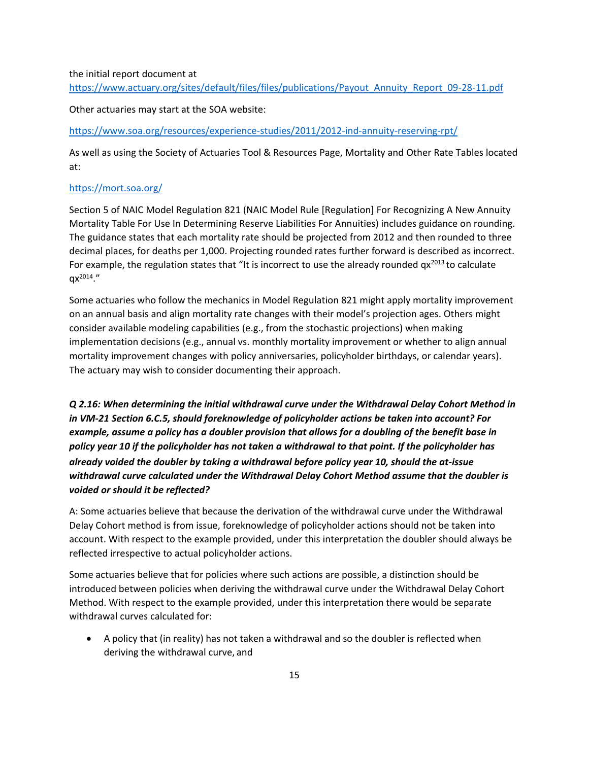the initial report document at
https://www.actuary.org/sites/default/files/files/publications/Payout_Annuity_Report_09-28-11.pdf

Other actuaries may start at the SOA website:

https://www.soa.org/resources/experience-studies/2011/2012-ind-annuity-reserving-rpt/

As well as using the Society of Actuaries Tool & Resources Page, Mortality and Other Rate Tables located at:

https://mort.soa.org/

Section 5 of NAIC Model Regulation 821 (NAIC Model Rule [Regulation] For Recognizing A New Annuity Mortality Table For Use In Determining Reserve Liabilities For Annuities) includes guidance on rounding. The guidance states that each mortality rate should be projected from 2012 and then rounded to three decimal places, for deaths per 1,000. Projecting rounded rates further forward is described as incorrect. For example, the regulation states that "It is incorrect to use the already rounded $qx^{2013}$ to calculate $qx^{2014}$."

Some actuaries who follow the mechanics in Model Regulation 821 might apply mortality improvement on an annual basis and align mortality rate changes with their model's projection ages. Others might consider available modeling capabilities (e.g., from the stochastic projections) when making implementation decisions (e.g., annual vs. monthly mortality improvement or whether to align annual mortality improvement changes with policy anniversaries, policyholder birthdays, or calendar years). The actuary may wish to consider documenting their approach.

***Q 2.16: When determining the initial withdrawal curve under the Withdrawal Delay Cohort Method in in VM-21 Section 6.C.5, should foreknowledge of policyholder actions be taken into account? For example, assume a policy has a doubler provision that allows for a doubling of the benefit base in policy year 10 if the policyholder has not taken a withdrawal to that point. If the policyholder has already voided the doubler by taking a withdrawal before policy year 10, should the at-issue withdrawal curve calculated under the Withdrawal Delay Cohort Method assume that the doubler is voided or should it be reflected?***

A: Some actuaries believe that because the derivation of the withdrawal curve under the Withdrawal Delay Cohort method is from issue, foreknowledge of policyholder actions should not be taken into account. With respect to the example provided, under this interpretation the doubler should always be reflected irrespective to actual policyholder actions.

Some actuaries believe that for policies where such actions are possible, a distinction should be introduced between policies when deriving the withdrawal curve under the Withdrawal Delay Cohort Method. With respect to the example provided, under this interpretation there would be separate withdrawal curves calculated for:

- A policy that (in reality) has not taken a withdrawal and so the doubler is reflected when deriving the withdrawal curve, and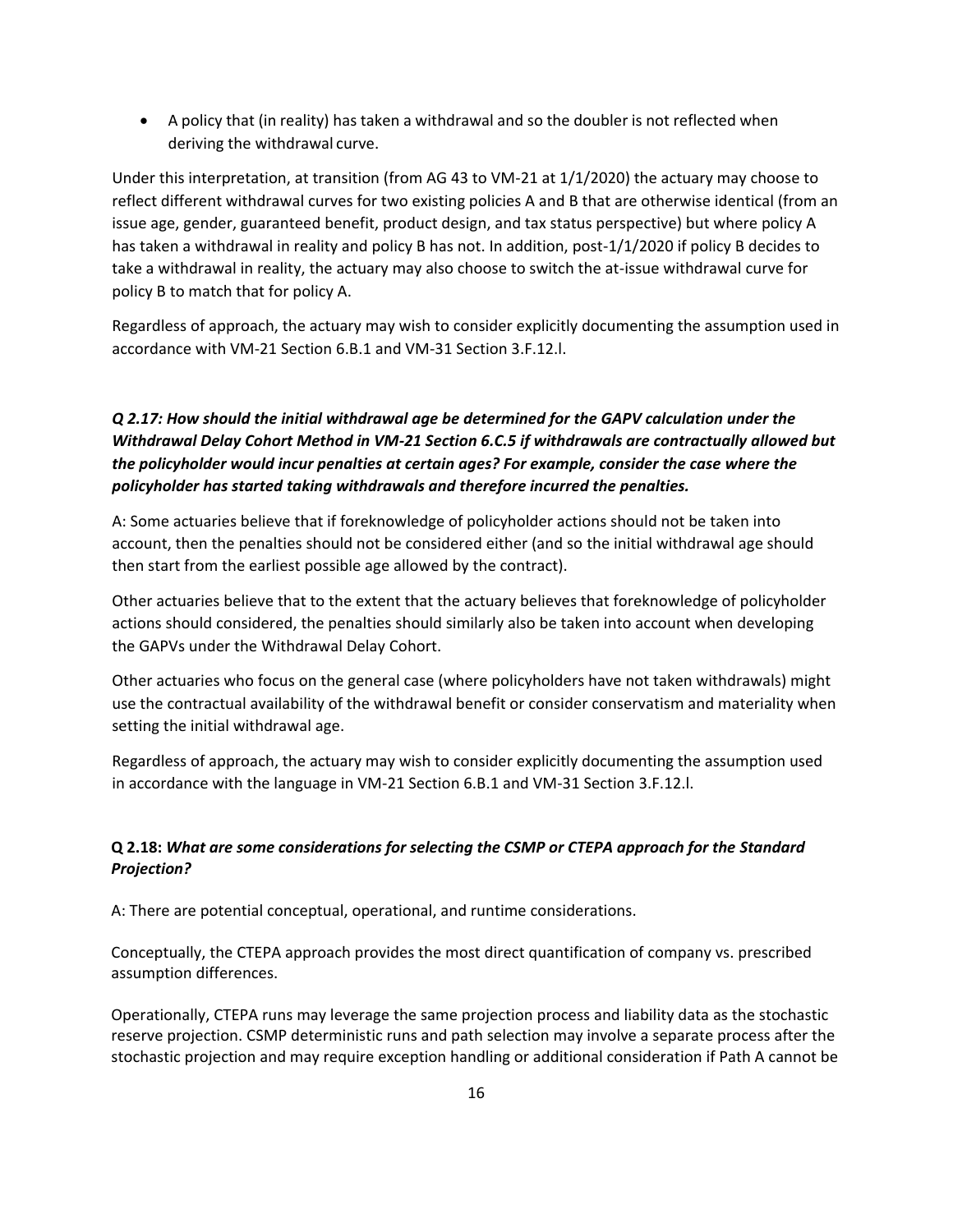- A policy that (in reality) has taken a withdrawal and so the doubler is not reflected when deriving the withdrawal curve.

Under this interpretation, at transition (from AG 43 to VM-21 at 1/1/2020) the actuary may choose to reflect different withdrawal curves for two existing policies A and B that are otherwise identical (from an issue age, gender, guaranteed benefit, product design, and tax status perspective) but where policy A has taken a withdrawal in reality and policy B has not. In addition, post-1/1/2020 if policy B decides to take a withdrawal in reality, the actuary may also choose to switch the at-issue withdrawal curve for policy B to match that for policy A.

Regardless of approach, the actuary may wish to consider explicitly documenting the assumption used in accordance with VM-21 Section 6.B.1 and VM-31 Section 3.F.12.l.

***Q 2.17: How should the initial withdrawal age be determined for the GAPV calculation under the Withdrawal Delay Cohort Method in VM-21 Section 6.C.5 if withdrawals are contractually allowed but the policyholder would incur penalties at certain ages? For example, consider the case where the policyholder has started taking withdrawals and therefore incurred the penalties.***

A: Some actuaries believe that if foreknowledge of policyholder actions should not be taken into account, then the penalties should not be considered either (and so the initial withdrawal age should then start from the earliest possible age allowed by the contract).

Other actuaries believe that to the extent that the actuary believes that foreknowledge of policyholder actions should considered, the penalties should similarly also be taken into account when developing the GAPVs under the Withdrawal Delay Cohort.

Other actuaries who focus on the general case (where policyholders have not taken withdrawals) might use the contractual availability of the withdrawal benefit or consider conservatism and materiality when setting the initial withdrawal age.

Regardless of approach, the actuary may wish to consider explicitly documenting the assumption used in accordance with the language in VM-21 Section 6.B.1 and VM-31 Section 3.F.12.l.

**Q 2.18:** ***What are some considerations for selecting the CSMP or CTEPA approach for the Standard Projection?***

A: There are potential conceptual, operational, and runtime considerations.

Conceptually, the CTEPA approach provides the most direct quantification of company vs. prescribed assumption differences.

Operationally, CTEPA runs may leverage the same projection process and liability data as the stochastic reserve projection. CSMP deterministic runs and path selection may involve a separate process after the stochastic projection and may require exception handling or additional consideration if Path A cannot be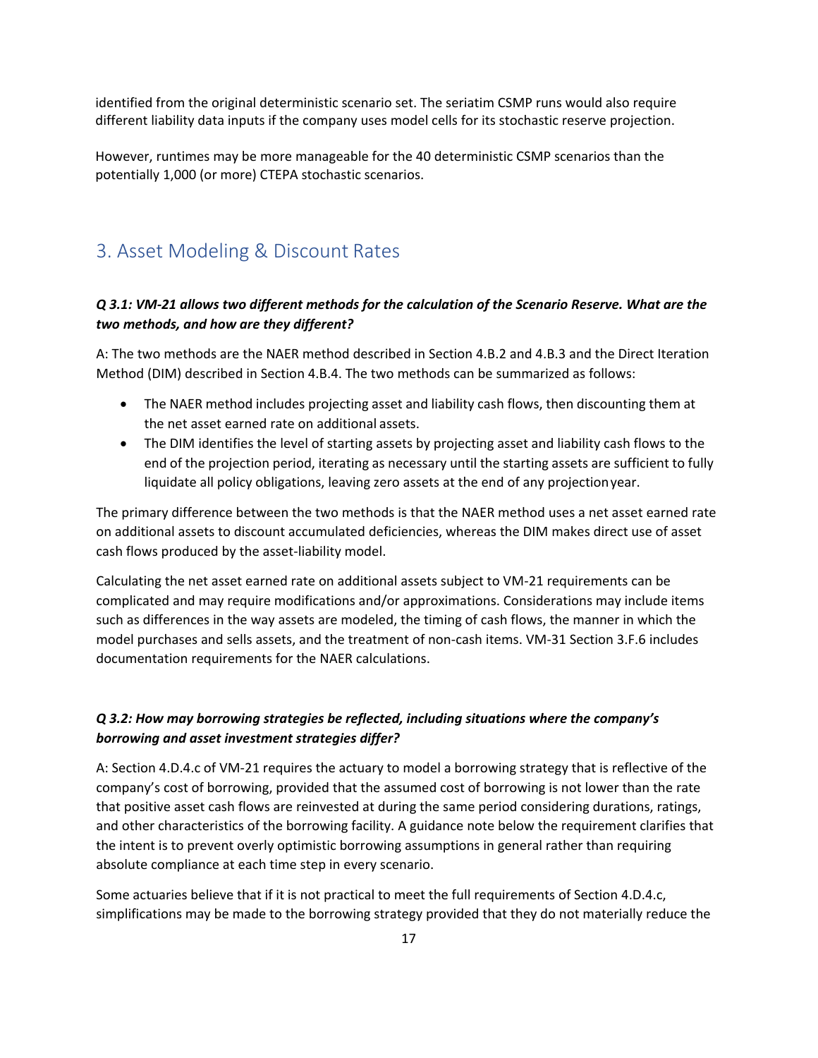identified from the original deterministic scenario set. The seriatim CSMP runs would also require different liability data inputs if the company uses model cells for its stochastic reserve projection.

However, runtimes may be more manageable for the 40 deterministic CSMP scenarios than the potentially 1,000 (or more) CTEPA stochastic scenarios.

## 3. Asset Modeling & Discount Rates

***Q 3.1: VM-21 allows two different methods for the calculation of the Scenario Reserve. What are the two methods, and how are they different?***

A: The two methods are the NAER method described in Section 4.B.2 and 4.B.3 and the Direct Iteration Method (DIM) described in Section 4.B.4. The two methods can be summarized as follows:

- The NAER method includes projecting asset and liability cash flows, then discounting them at the net asset earned rate on additional assets.
- The DIM identifies the level of starting assets by projecting asset and liability cash flows to the end of the projection period, iterating as necessary until the starting assets are sufficient to fully liquidate all policy obligations, leaving zero assets at the end of any projection year.

The primary difference between the two methods is that the NAER method uses a net asset earned rate on additional assets to discount accumulated deficiencies, whereas the DIM makes direct use of asset cash flows produced by the asset-liability model.

Calculating the net asset earned rate on additional assets subject to VM-21 requirements can be complicated and may require modifications and/or approximations. Considerations may include items such as differences in the way assets are modeled, the timing of cash flows, the manner in which the model purchases and sells assets, and the treatment of non-cash items. VM-31 Section 3.F.6 includes documentation requirements for the NAER calculations.

***Q 3.2: How may borrowing strategies be reflected, including situations where the company's borrowing and asset investment strategies differ?***

A: Section 4.D.4.c of VM-21 requires the actuary to model a borrowing strategy that is reflective of the company's cost of borrowing, provided that the assumed cost of borrowing is not lower than the rate that positive asset cash flows are reinvested at during the same period considering durations, ratings, and other characteristics of the borrowing facility. A guidance note below the requirement clarifies that the intent is to prevent overly optimistic borrowing assumptions in general rather than requiring absolute compliance at each time step in every scenario.

Some actuaries believe that if it is not practical to meet the full requirements of Section 4.D.4.c, simplifications may be made to the borrowing strategy provided that they do not materially reduce the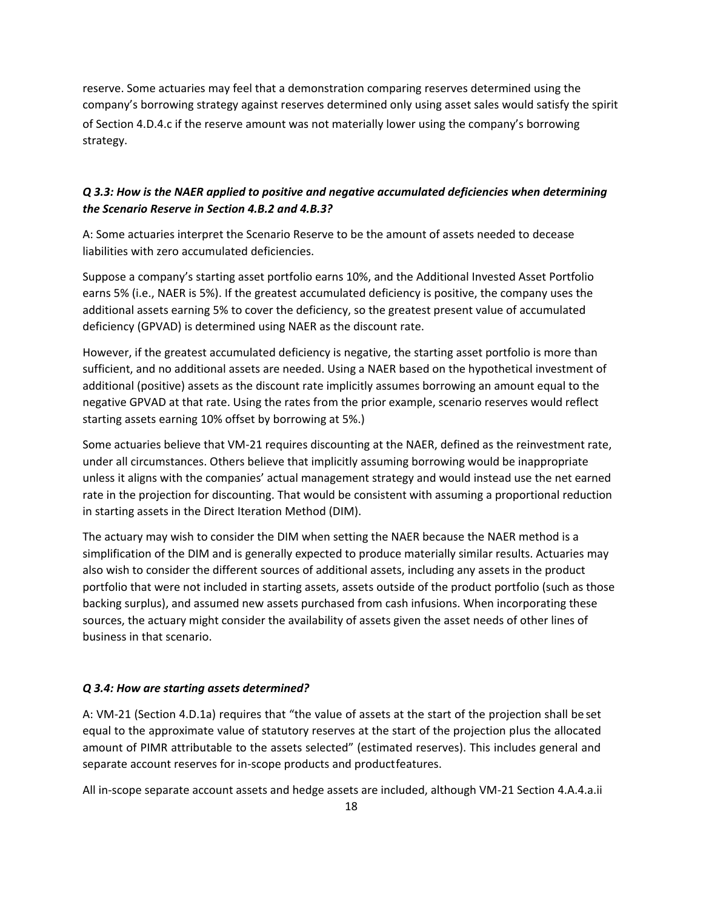reserve. Some actuaries may feel that a demonstration comparing reserves determined using the company's borrowing strategy against reserves determined only using asset sales would satisfy the spirit of Section 4.D.4.c if the reserve amount was not materially lower using the company's borrowing strategy.

### *Q 3.3: How is the NAER applied to positive and negative accumulated deficiencies when determining the Scenario Reserve in Section 4.B.2 and 4.B.3?*

A: Some actuaries interpret the Scenario Reserve to be the amount of assets needed to decease liabilities with zero accumulated deficiencies.

Suppose a company's starting asset portfolio earns 10%, and the Additional Invested Asset Portfolio earns 5% (i.e., NAER is 5%). If the greatest accumulated deficiency is positive, the company uses the additional assets earning 5% to cover the deficiency, so the greatest present value of accumulated deficiency (GPVAD) is determined using NAER as the discount rate.

However, if the greatest accumulated deficiency is negative, the starting asset portfolio is more than sufficient, and no additional assets are needed. Using a NAER based on the hypothetical investment of additional (positive) assets as the discount rate implicitly assumes borrowing an amount equal to the negative GPVAD at that rate. Using the rates from the prior example, scenario reserves would reflect starting assets earning 10% offset by borrowing at 5%.)

Some actuaries believe that VM-21 requires discounting at the NAER, defined as the reinvestment rate, under all circumstances. Others believe that implicitly assuming borrowing would be inappropriate unless it aligns with the companies' actual management strategy and would instead use the net earned rate in the projection for discounting. That would be consistent with assuming a proportional reduction in starting assets in the Direct Iteration Method (DIM).

The actuary may wish to consider the DIM when setting the NAER because the NAER method is a simplification of the DIM and is generally expected to produce materially similar results. Actuaries may also wish to consider the different sources of additional assets, including any assets in the product portfolio that were not included in starting assets, assets outside of the product portfolio (such as those backing surplus), and assumed new assets purchased from cash infusions. When incorporating these sources, the actuary might consider the availability of assets given the asset needs of other lines of business in that scenario.

### *Q 3.4: How are starting assets determined?*

A: VM-21 (Section 4.D.1a) requires that "the value of assets at the start of the projection shall be set equal to the approximate value of statutory reserves at the start of the projection plus the allocated amount of PIMR attributable to the assets selected" (estimated reserves). This includes general and separate account reserves for in-scope products and product features.

All in-scope separate account assets and hedge assets are included, although VM-21 Section 4.A.4.a.ii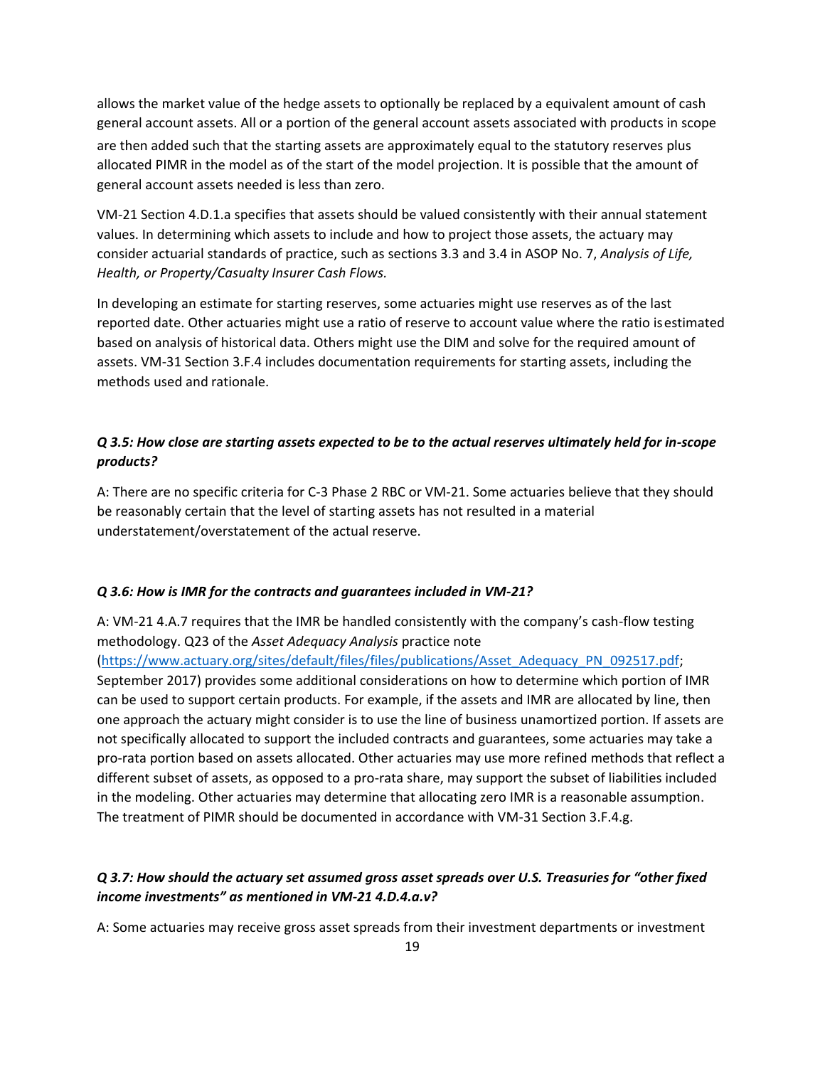allows the market value of the hedge assets to optionally be replaced by a equivalent amount of cash general account assets. All or a portion of the general account assets associated with products in scope are then added such that the starting assets are approximately equal to the statutory reserves plus allocated PIMR in the model as of the start of the model projection. It is possible that the amount of general account assets needed is less than zero.

VM-21 Section 4.D.1.a specifies that assets should be valued consistently with their annual statement values. In determining which assets to include and how to project those assets, the actuary may consider actuarial standards of practice, such as sections 3.3 and 3.4 in ASOP No. 7, *Analysis of Life, Health, or Property/Casualty Insurer Cash Flows.*

In developing an estimate for starting reserves, some actuaries might use reserves as of the last reported date. Other actuaries might use a ratio of reserve to account value where the ratio is estimated based on analysis of historical data. Others might use the DIM and solve for the required amount of assets. VM-31 Section 3.F.4 includes documentation requirements for starting assets, including the methods used and rationale.

***Q 3.5: How close are starting assets expected to be to the actual reserves ultimately held for in-scope products?***

A: There are no specific criteria for C-3 Phase 2 RBC or VM-21. Some actuaries believe that they should be reasonably certain that the level of starting assets has not resulted in a material understatement/overstatement of the actual reserve.

***Q 3.6: How is IMR for the contracts and guarantees included in VM-21?***

A: VM-21 4.A.7 requires that the IMR be handled consistently with the company's cash-flow testing methodology. Q23 of the *Asset Adequacy Analysis* practice note (https://www.actuary.org/sites/default/files/files/publications/Asset_Adequacy_PN_092517.pdf; September 2017) provides some additional considerations on how to determine which portion of IMR can be used to support certain products. For example, if the assets and IMR are allocated by line, then one approach the actuary might consider is to use the line of business unamortized portion. If assets are not specifically allocated to support the included contracts and guarantees, some actuaries may take a pro-rata portion based on assets allocated. Other actuaries may use more refined methods that reflect a different subset of assets, as opposed to a pro-rata share, may support the subset of liabilities included in the modeling. Other actuaries may determine that allocating zero IMR is a reasonable assumption. The treatment of PIMR should be documented in accordance with VM-31 Section 3.F.4.g.

***Q 3.7: How should the actuary set assumed gross asset spreads over U.S. Treasuries for "other fixed income investments" as mentioned in VM-21 4.D.4.a.v?***

A: Some actuaries may receive gross asset spreads from their investment departments or investment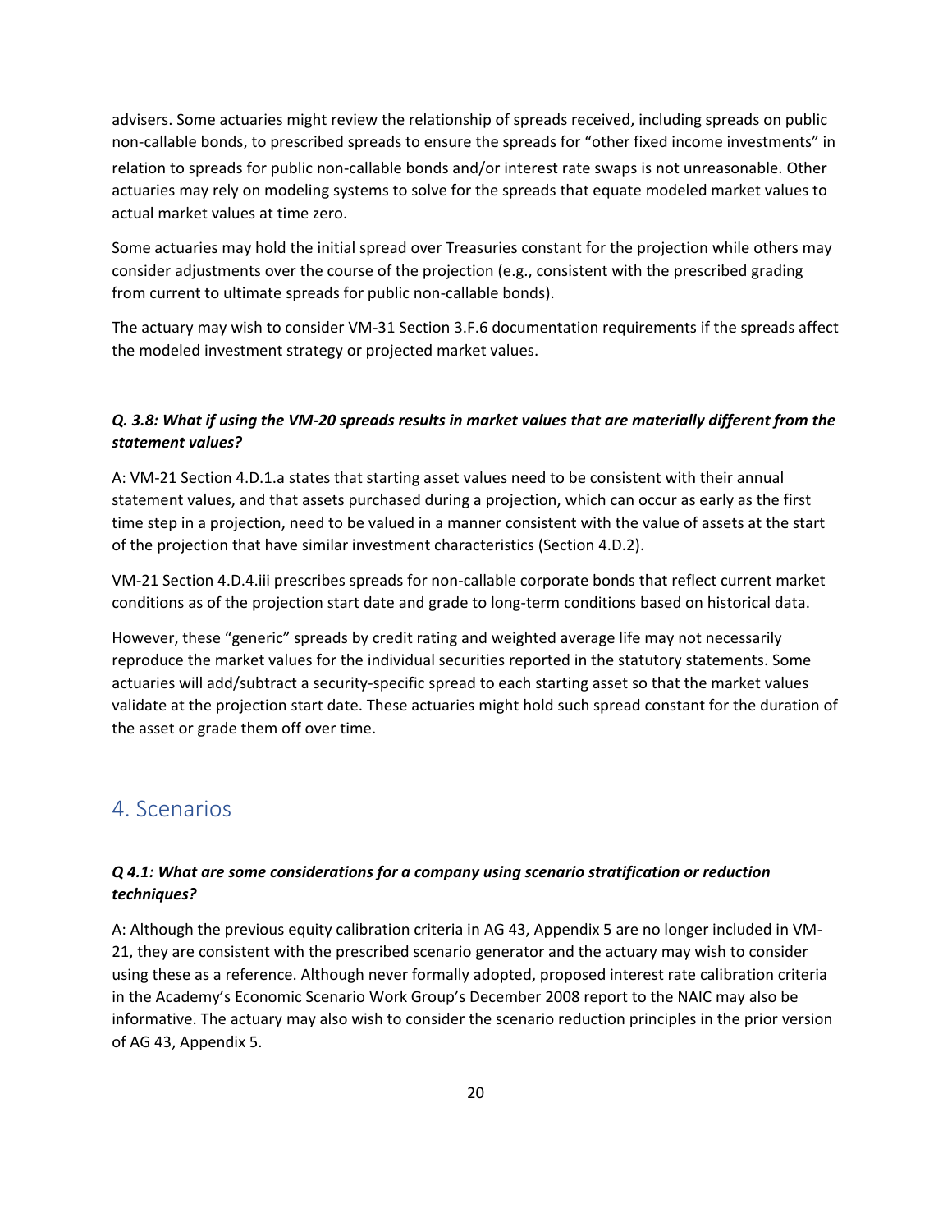advisers. Some actuaries might review the relationship of spreads received, including spreads on public non-callable bonds, to prescribed spreads to ensure the spreads for "other fixed income investments" in relation to spreads for public non-callable bonds and/or interest rate swaps is not unreasonable. Other actuaries may rely on modeling systems to solve for the spreads that equate modeled market values to actual market values at time zero.

Some actuaries may hold the initial spread over Treasuries constant for the projection while others may consider adjustments over the course of the projection (e.g., consistent with the prescribed grading from current to ultimate spreads for public non-callable bonds).

The actuary may wish to consider VM-31 Section 3.F.6 documentation requirements if the spreads affect the modeled investment strategy or projected market values.

***Q. 3.8: What if using the VM-20 spreads results in market values that are materially different from the statement values?***

A: VM-21 Section 4.D.1.a states that starting asset values need to be consistent with their annual statement values, and that assets purchased during a projection, which can occur as early as the first time step in a projection, need to be valued in a manner consistent with the value of assets at the start of the projection that have similar investment characteristics (Section 4.D.2).

VM-21 Section 4.D.4.iii prescribes spreads for non-callable corporate bonds that reflect current market conditions as of the projection start date and grade to long-term conditions based on historical data.

However, these "generic" spreads by credit rating and weighted average life may not necessarily reproduce the market values for the individual securities reported in the statutory statements. Some actuaries will add/subtract a security-specific spread to each starting asset so that the market values validate at the projection start date. These actuaries might hold such spread constant for the duration of the asset or grade them off over time.

## 4. Scenarios

***Q 4.1: What are some considerations for a company using scenario stratification or reduction techniques?***

A: Although the previous equity calibration criteria in AG 43, Appendix 5 are no longer included in VM-21, they are consistent with the prescribed scenario generator and the actuary may wish to consider using these as a reference. Although never formally adopted, proposed interest rate calibration criteria in the Academy's Economic Scenario Work Group's December 2008 report to the NAIC may also be informative. The actuary may also wish to consider the scenario reduction principles in the prior version of AG 43, Appendix 5.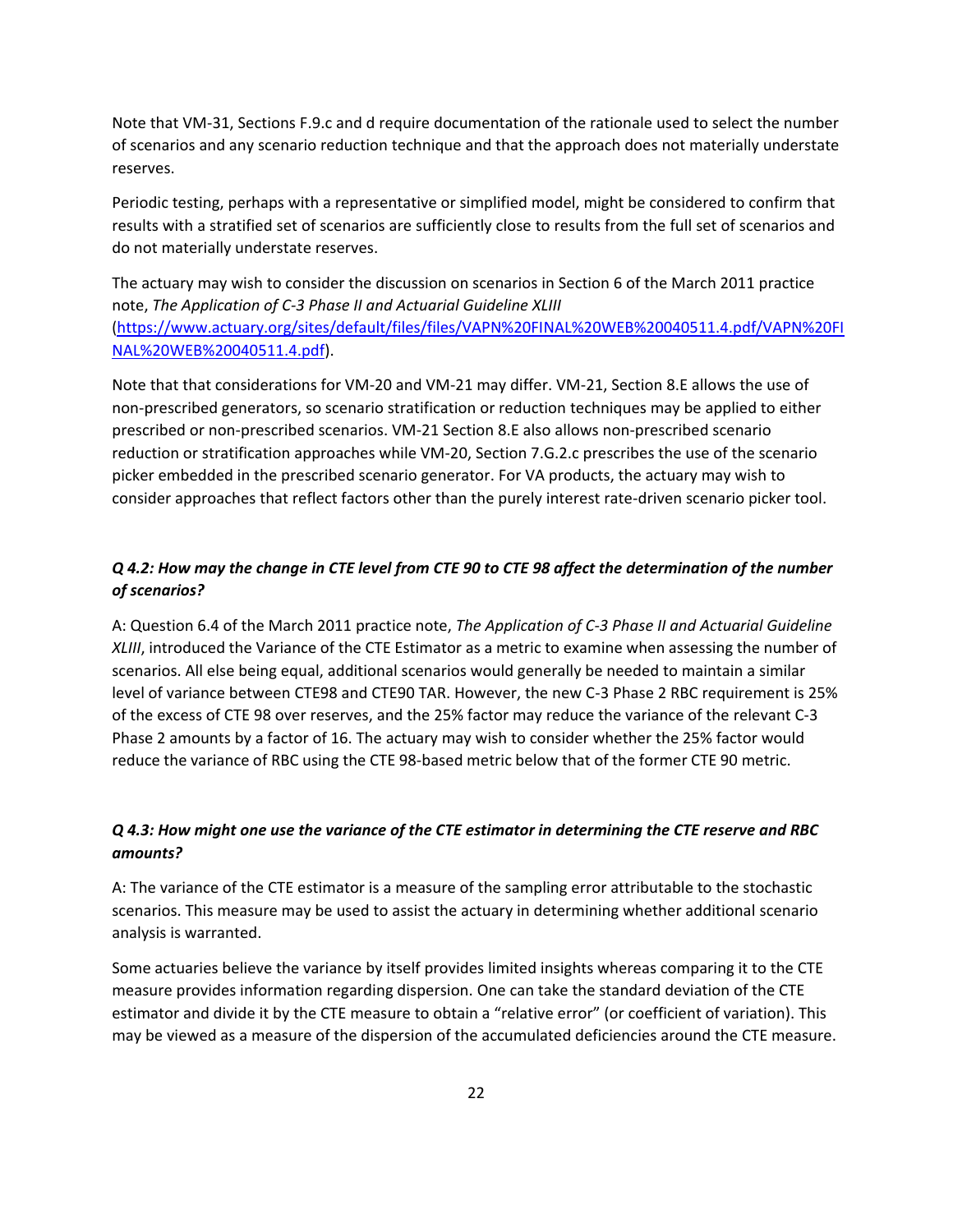Note that VM-31, Sections F.9.c and d require documentation of the rationale used to select the number of scenarios and any scenario reduction technique and that the approach does not materially understate reserves.

Periodic testing, perhaps with a representative or simplified model, might be considered to confirm that results with a stratified set of scenarios are sufficiently close to results from the full set of scenarios and do not materially understate reserves.

The actuary may wish to consider the discussion on scenarios in Section 6 of the March 2011 practice note, *The Application of C-3 Phase II and Actuarial Guideline XLIII* ([https://www.actuary.org/sites/default/files/files/VAPN%20FINAL%20WEB%20040511.4.pdf/VAPN%20FINAL%20WEB%20040511.4.pdf](https://www.actuary.org/sites/default/files/files/VAPN%20FINAL%20WEB%20040511.4.pdf/VAPN%20FINAL%20WEB%20040511.4.pdf)).

Note that that considerations for VM-20 and VM-21 may differ. VM-21, Section 8.E allows the use of non-prescribed generators, so scenario stratification or reduction techniques may be applied to either prescribed or non-prescribed scenarios. VM-21 Section 8.E also allows non-prescribed scenario reduction or stratification approaches while VM-20, Section 7.G.2.c prescribes the use of the scenario picker embedded in the prescribed scenario generator. For VA products, the actuary may wish to consider approaches that reflect factors other than the purely interest rate-driven scenario picker tool.

***Q 4.2: How may the change in CTE level from CTE 90 to CTE 98 affect the determination of the number of scenarios?***

A: Question 6.4 of the March 2011 practice note, *The Application of C-3 Phase II and Actuarial Guideline XLIII*, introduced the Variance of the CTE Estimator as a metric to examine when assessing the number of scenarios. All else being equal, additional scenarios would generally be needed to maintain a similar level of variance between CTE98 and CTE90 TAR. However, the new C-3 Phase 2 RBC requirement is 25% of the excess of CTE 98 over reserves, and the 25% factor may reduce the variance of the relevant C-3 Phase 2 amounts by a factor of 16. The actuary may wish to consider whether the 25% factor would reduce the variance of RBC using the CTE 98-based metric below that of the former CTE 90 metric.

***Q 4.3: How might one use the variance of the CTE estimator in determining the CTE reserve and RBC amounts?***

A: The variance of the CTE estimator is a measure of the sampling error attributable to the stochastic scenarios. This measure may be used to assist the actuary in determining whether additional scenario analysis is warranted.

Some actuaries believe the variance by itself provides limited insights whereas comparing it to the CTE measure provides information regarding dispersion. One can take the standard deviation of the CTE estimator and divide it by the CTE measure to obtain a "relative error" (or coefficient of variation). This may be viewed as a measure of the dispersion of the accumulated deficiencies around the CTE measure.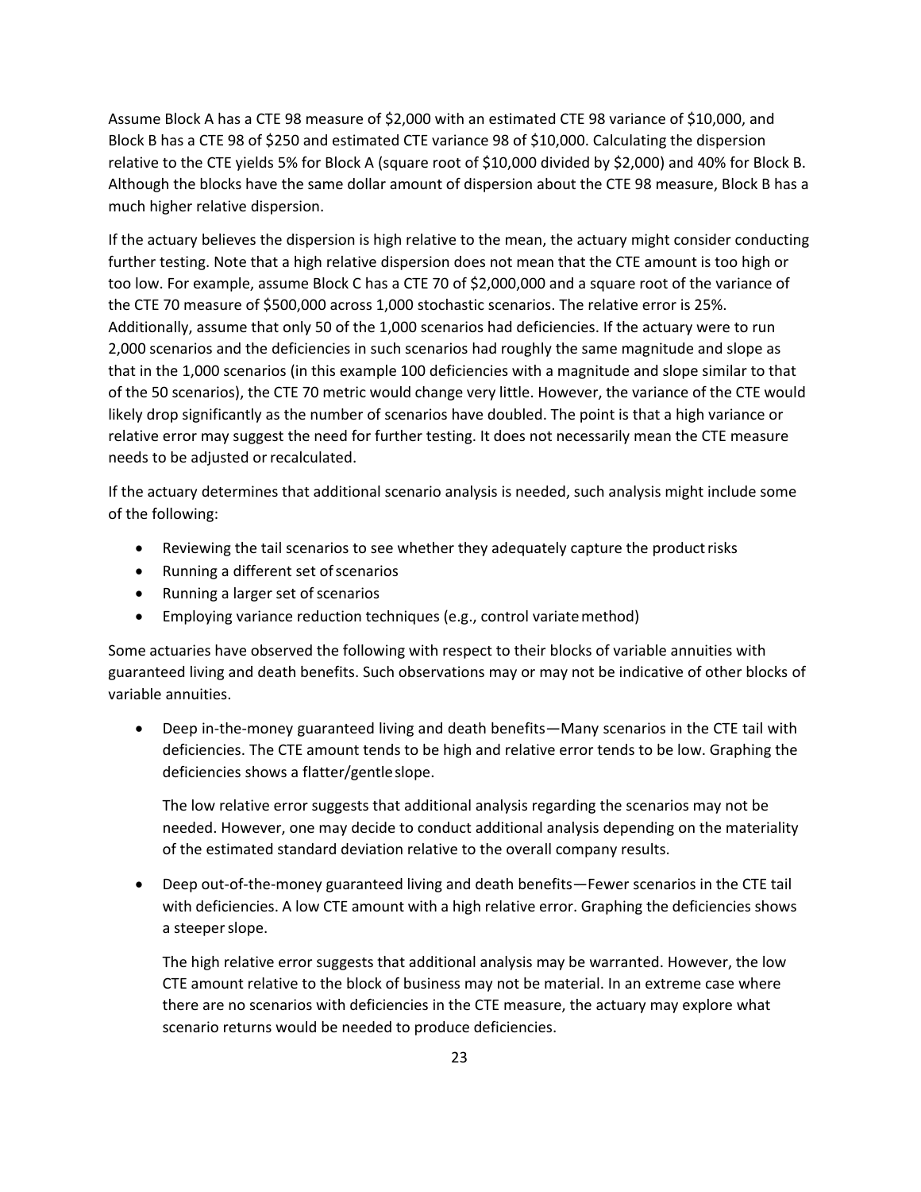Assume Block A has a CTE 98 measure of $2,000 with an estimated CTE 98 variance of $10,000, and Block B has a CTE 98 of $250 and estimated CTE variance 98 of $10,000. Calculating the dispersion relative to the CTE yields 5% for Block A (square root of $10,000 divided by $2,000) and 40% for Block B. Although the blocks have the same dollar amount of dispersion about the CTE 98 measure, Block B has a much higher relative dispersion.

If the actuary believes the dispersion is high relative to the mean, the actuary might consider conducting further testing. Note that a high relative dispersion does not mean that the CTE amount is too high or too low. For example, assume Block C has a CTE 70 of $2,000,000 and a square root of the variance of the CTE 70 measure of $500,000 across 1,000 stochastic scenarios. The relative error is 25%. Additionally, assume that only 50 of the 1,000 scenarios had deficiencies. If the actuary were to run 2,000 scenarios and the deficiencies in such scenarios had roughly the same magnitude and slope as that in the 1,000 scenarios (in this example 100 deficiencies with a magnitude and slope similar to that of the 50 scenarios), the CTE 70 metric would change very little. However, the variance of the CTE would likely drop significantly as the number of scenarios have doubled. The point is that a high variance or relative error may suggest the need for further testing. It does not necessarily mean the CTE measure needs to be adjusted or recalculated.

If the actuary determines that additional scenario analysis is needed, such analysis might include some of the following:

- Reviewing the tail scenarios to see whether they adequately capture the product risks
- Running a different set of scenarios
- Running a larger set of scenarios
- Employing variance reduction techniques (e.g., control variate method)

Some actuaries have observed the following with respect to their blocks of variable annuities with guaranteed living and death benefits. Such observations may or may not be indicative of other blocks of variable annuities.

- Deep in-the-money guaranteed living and death benefits—Many scenarios in the CTE tail with deficiencies. The CTE amount tends to be high and relative error tends to be low. Graphing the deficiencies shows a flatter/gentle slope.

  The low relative error suggests that additional analysis regarding the scenarios may not be needed. However, one may decide to conduct additional analysis depending on the materiality of the estimated standard deviation relative to the overall company results.

- Deep out-of-the-money guaranteed living and death benefits—Fewer scenarios in the CTE tail with deficiencies. A low CTE amount with a high relative error. Graphing the deficiencies shows a steeper slope.

  The high relative error suggests that additional analysis may be warranted. However, the low CTE amount relative to the block of business may not be material. In an extreme case where there are no scenarios with deficiencies in the CTE measure, the actuary may explore what scenario returns would be needed to produce deficiencies.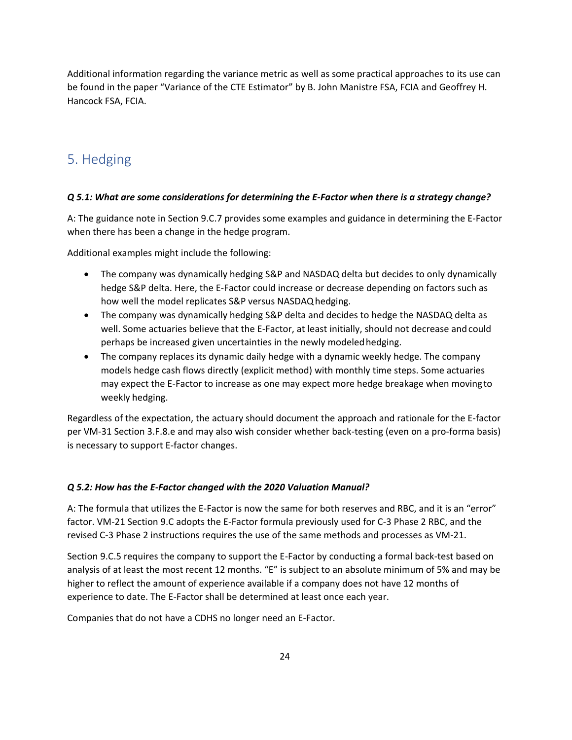Additional information regarding the variance metric as well as some practical approaches to its use can be found in the paper "Variance of the CTE Estimator" by B. John Manistre FSA, FCIA and Geoffrey H. Hancock FSA, FCIA.

## 5. Hedging

***Q 5.1: What are some considerations for determining the E-Factor when there is a strategy change?***

A: The guidance note in Section 9.C.7 provides some examples and guidance in determining the E-Factor when there has been a change in the hedge program.

Additional examples might include the following:

- The company was dynamically hedging S&P and NASDAQ delta but decides to only dynamically hedge S&P delta. Here, the E-Factor could increase or decrease depending on factors such as how well the model replicates S&P versus NASDAQ hedging.
- The company was dynamically hedging S&P delta and decides to hedge the NASDAQ delta as well. Some actuaries believe that the E-Factor, at least initially, should not decrease and could perhaps be increased given uncertainties in the newly modeled hedging.
- The company replaces its dynamic daily hedge with a dynamic weekly hedge. The company models hedge cash flows directly (explicit method) with monthly time steps. Some actuaries may expect the E-Factor to increase as one may expect more hedge breakage when moving to weekly hedging.

Regardless of the expectation, the actuary should document the approach and rationale for the E-factor per VM-31 Section 3.F.8.e and may also wish consider whether back-testing (even on a pro-forma basis) is necessary to support E-factor changes.

***Q 5.2: How has the E-Factor changed with the 2020 Valuation Manual?***

A: The formula that utilizes the E-Factor is now the same for both reserves and RBC, and it is an "error" factor. VM-21 Section 9.C adopts the E-Factor formula previously used for C-3 Phase 2 RBC, and the revised C-3 Phase 2 instructions requires the use of the same methods and processes as VM-21.

Section 9.C.5 requires the company to support the E-Factor by conducting a formal back-test based on analysis of at least the most recent 12 months. "E" is subject to an absolute minimum of 5% and may be higher to reflect the amount of experience available if a company does not have 12 months of experience to date. The E-Factor shall be determined at least once each year.

Companies that do not have a CDHS no longer need an E-Factor.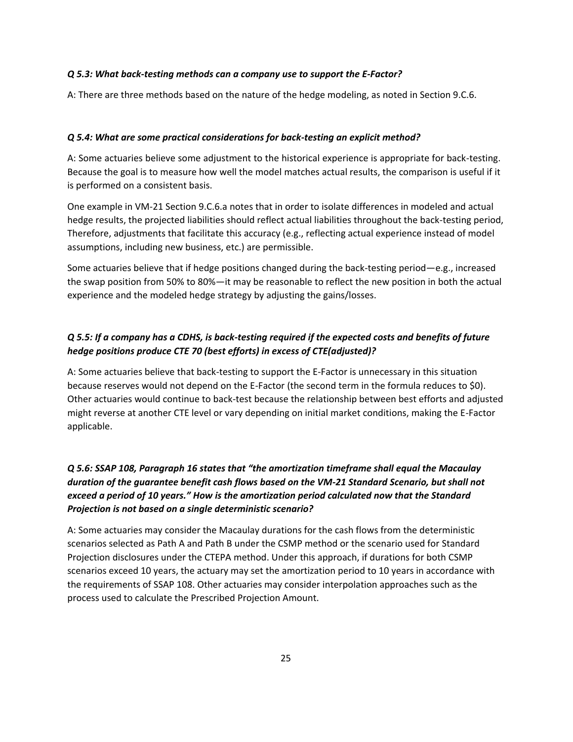***Q 5.3: What back-testing methods can a company use to support the E-Factor?***

A: There are three methods based on the nature of the hedge modeling, as noted in Section 9.C.6.

***Q 5.4: What are some practical considerations for back-testing an explicit method?***

A: Some actuaries believe some adjustment to the historical experience is appropriate for back-testing. Because the goal is to measure how well the model matches actual results, the comparison is useful if it is performed on a consistent basis.

One example in VM-21 Section 9.C.6.a notes that in order to isolate differences in modeled and actual hedge results, the projected liabilities should reflect actual liabilities throughout the back-testing period, Therefore, adjustments that facilitate this accuracy (e.g., reflecting actual experience instead of model assumptions, including new business, etc.) are permissible.

Some actuaries believe that if hedge positions changed during the back-testing period—e.g., increased the swap position from 50% to 80%—it may be reasonable to reflect the new position in both the actual experience and the modeled hedge strategy by adjusting the gains/losses.

***Q 5.5: If a company has a CDHS, is back-testing required if the expected costs and benefits of future hedge positions produce CTE 70 (best efforts) in excess of CTE(adjusted)?***

A: Some actuaries believe that back-testing to support the E-Factor is unnecessary in this situation because reserves would not depend on the E-Factor (the second term in the formula reduces to $0). Other actuaries would continue to back-test because the relationship between best efforts and adjusted might reverse at another CTE level or vary depending on initial market conditions, making the E-Factor applicable.

***Q 5.6: SSAP 108, Paragraph 16 states that "the amortization timeframe shall equal the Macaulay duration of the guarantee benefit cash flows based on the VM-21 Standard Scenario, but shall not exceed a period of 10 years." How is the amortization period calculated now that the Standard Projection is not based on a single deterministic scenario?***

A: Some actuaries may consider the Macaulay durations for the cash flows from the deterministic scenarios selected as Path A and Path B under the CSMP method or the scenario used for Standard Projection disclosures under the CTEPA method. Under this approach, if durations for both CSMP scenarios exceed 10 years, the actuary may set the amortization period to 10 years in accordance with the requirements of SSAP 108. Other actuaries may consider interpolation approaches such as the process used to calculate the Prescribed Projection Amount.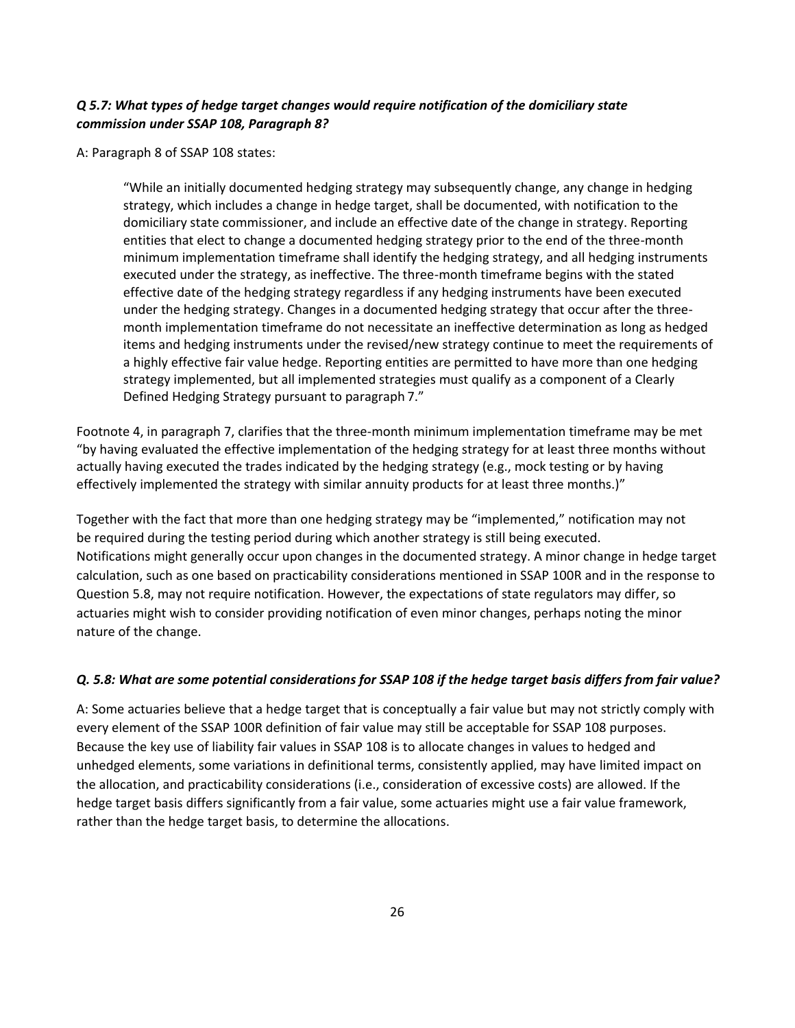***Q 5.7: What types of hedge target changes would require notification of the domiciliary state commission under SSAP 108, Paragraph 8?***

A: Paragraph 8 of SSAP 108 states:

> "While an initially documented hedging strategy may subsequently change, any change in hedging strategy, which includes a change in hedge target, shall be documented, with notification to the domiciliary state commissioner, and include an effective date of the change in strategy. Reporting entities that elect to change a documented hedging strategy prior to the end of the three-month minimum implementation timeframe shall identify the hedging strategy, and all hedging instruments executed under the strategy, as ineffective. The three-month timeframe begins with the stated effective date of the hedging strategy regardless if any hedging instruments have been executed under the hedging strategy. Changes in a documented hedging strategy that occur after the three-month implementation timeframe do not necessitate an ineffective determination as long as hedged items and hedging instruments under the revised/new strategy continue to meet the requirements of a highly effective fair value hedge. Reporting entities are permitted to have more than one hedging strategy implemented, but all implemented strategies must qualify as a component of a Clearly Defined Hedging Strategy pursuant to paragraph 7."

Footnote 4, in paragraph 7, clarifies that the three-month minimum implementation timeframe may be met "by having evaluated the effective implementation of the hedging strategy for at least three months without actually having executed the trades indicated by the hedging strategy (e.g., mock testing or by having effectively implemented the strategy with similar annuity products for at least three months.)"

Together with the fact that more than one hedging strategy may be "implemented," notification may not be required during the testing period during which another strategy is still being executed. Notifications might generally occur upon changes in the documented strategy. A minor change in hedge target calculation, such as one based on practicability considerations mentioned in SSAP 100R and in the response to Question 5.8, may not require notification. However, the expectations of state regulators may differ, so actuaries might wish to consider providing notification of even minor changes, perhaps noting the minor nature of the change.

***Q. 5.8: What are some potential considerations for SSAP 108 if the hedge target basis differs from fair value?***

A: Some actuaries believe that a hedge target that is conceptually a fair value but may not strictly comply with every element of the SSAP 100R definition of fair value may still be acceptable for SSAP 108 purposes. Because the key use of liability fair values in SSAP 108 is to allocate changes in values to hedged and unhedged elements, some variations in definitional terms, consistently applied, may have limited impact on the allocation, and practicability considerations (i.e., consideration of excessive costs) are allowed. If the hedge target basis differs significantly from a fair value, some actuaries might use a fair value framework, rather than the hedge target basis, to determine the allocations.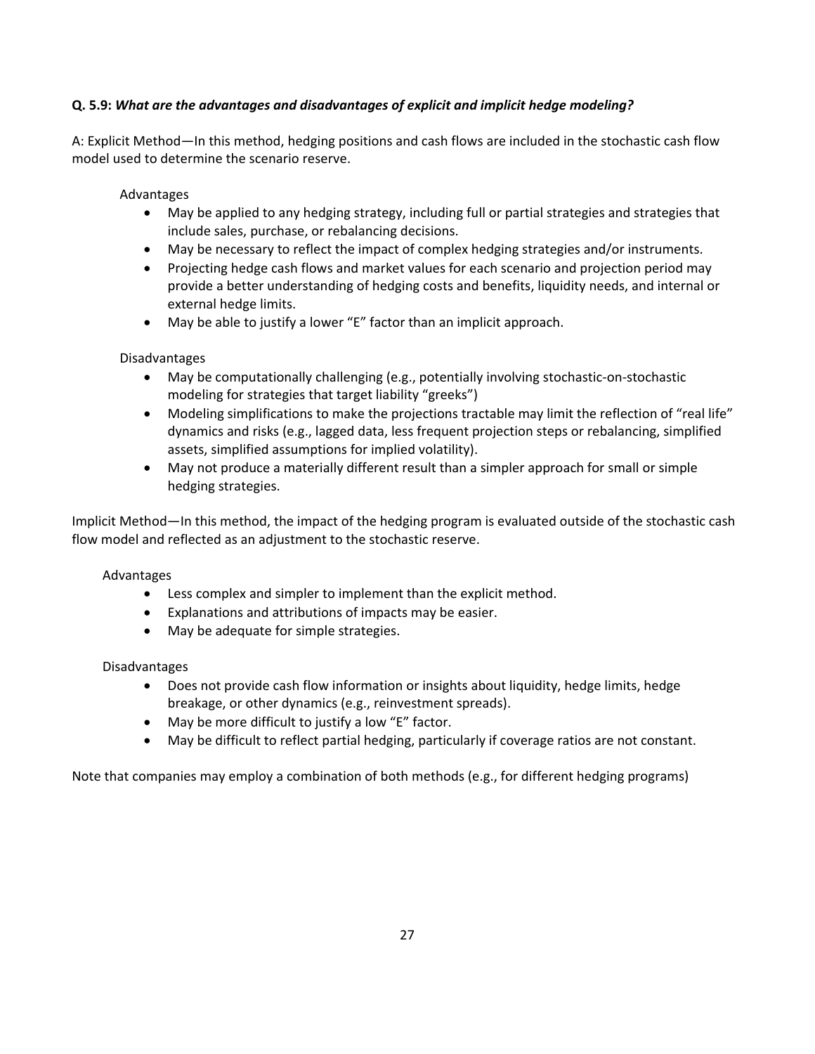**Q. 5.9:** ***What are the advantages and disadvantages of explicit and implicit hedge modeling?***

A: Explicit Method—In this method, hedging positions and cash flows are included in the stochastic cash flow model used to determine the scenario reserve.

Advantages

- May be applied to any hedging strategy, including full or partial strategies and strategies that include sales, purchase, or rebalancing decisions.
- May be necessary to reflect the impact of complex hedging strategies and/or instruments.
- Projecting hedge cash flows and market values for each scenario and projection period may provide a better understanding of hedging costs and benefits, liquidity needs, and internal or external hedge limits.
- May be able to justify a lower "E" factor than an implicit approach.

Disadvantages

- May be computationally challenging (e.g., potentially involving stochastic-on-stochastic modeling for strategies that target liability "greeks")
- Modeling simplifications to make the projections tractable may limit the reflection of "real life" dynamics and risks (e.g., lagged data, less frequent projection steps or rebalancing, simplified assets, simplified assumptions for implied volatility).
- May not produce a materially different result than a simpler approach for small or simple hedging strategies.

Implicit Method—In this method, the impact of the hedging program is evaluated outside of the stochastic cash flow model and reflected as an adjustment to the stochastic reserve.

Advantages

- Less complex and simpler to implement than the explicit method.
- Explanations and attributions of impacts may be easier.
- May be adequate for simple strategies.

Disadvantages

- Does not provide cash flow information or insights about liquidity, hedge limits, hedge breakage, or other dynamics (e.g., reinvestment spreads).
- May be more difficult to justify a low "E" factor.
- May be difficult to reflect partial hedging, particularly if coverage ratios are not constant.

Note that companies may employ a combination of both methods (e.g., for different hedging programs)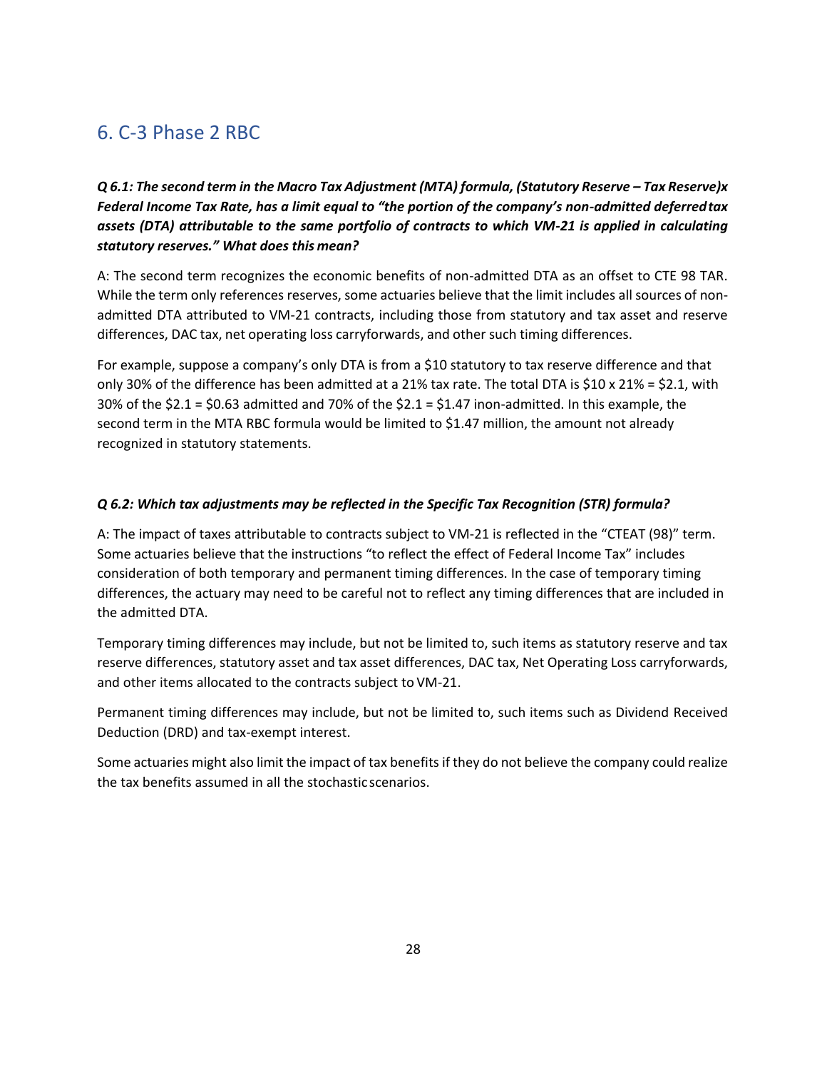## 6. C-3 Phase 2 RBC

***Q 6.1: The second term in the Macro Tax Adjustment (MTA) formula, (Statutory Reserve – Tax Reserve)x Federal Income Tax Rate, has a limit equal to "the portion of the company's non-admitted deferred tax assets (DTA) attributable to the same portfolio of contracts to which VM-21 is applied in calculating statutory reserves." What does this mean?***

A: The second term recognizes the economic benefits of non-admitted DTA as an offset to CTE 98 TAR. While the term only references reserves, some actuaries believe that the limit includes all sources of non-admitted DTA attributed to VM-21 contracts, including those from statutory and tax asset and reserve differences, DAC tax, net operating loss carryforwards, and other such timing differences.

For example, suppose a company's only DTA is from a $10 statutory to tax reserve difference and that only 30% of the difference has been admitted at a 21% tax rate. The total DTA is $10 x 21% = $2.1, with 30% of the $2.1 = $0.63 admitted and 70% of the $2.1 = $1.47 inon-admitted. In this example, the second term in the MTA RBC formula would be limited to $1.47 million, the amount not already recognized in statutory statements.

***Q 6.2: Which tax adjustments may be reflected in the Specific Tax Recognition (STR) formula?***

A: The impact of taxes attributable to contracts subject to VM-21 is reflected in the "CTEAT (98)" term. Some actuaries believe that the instructions "to reflect the effect of Federal Income Tax" includes consideration of both temporary and permanent timing differences. In the case of temporary timing differences, the actuary may need to be careful not to reflect any timing differences that are included in the admitted DTA.

Temporary timing differences may include, but not be limited to, such items as statutory reserve and tax reserve differences, statutory asset and tax asset differences, DAC tax, Net Operating Loss carryforwards, and other items allocated to the contracts subject to VM-21.

Permanent timing differences may include, but not be limited to, such items such as Dividend Received Deduction (DRD) and tax-exempt interest.

Some actuaries might also limit the impact of tax benefits if they do not believe the company could realize the tax benefits assumed in all the stochastic scenarios.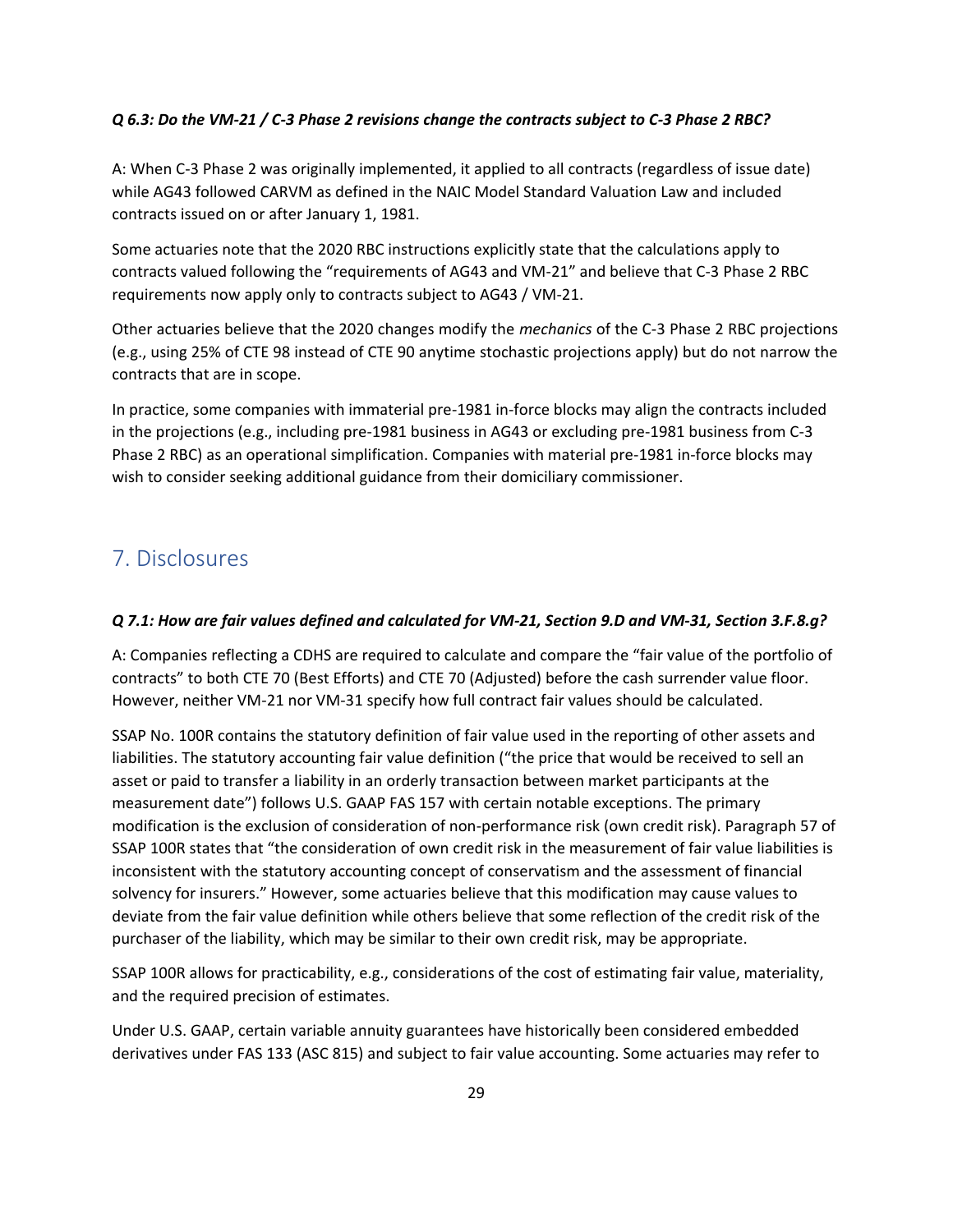***Q 6.3: Do the VM-21 / C-3 Phase 2 revisions change the contracts subject to C-3 Phase 2 RBC?***

A: When C-3 Phase 2 was originally implemented, it applied to all contracts (regardless of issue date) while AG43 followed CARVM as defined in the NAIC Model Standard Valuation Law and included contracts issued on or after January 1, 1981.

Some actuaries note that the 2020 RBC instructions explicitly state that the calculations apply to contracts valued following the "requirements of AG43 and VM-21" and believe that C-3 Phase 2 RBC requirements now apply only to contracts subject to AG43 / VM-21.

Other actuaries believe that the 2020 changes modify the *mechanics* of the C-3 Phase 2 RBC projections (e.g., using 25% of CTE 98 instead of CTE 90 anytime stochastic projections apply) but do not narrow the contracts that are in scope.

In practice, some companies with immaterial pre-1981 in-force blocks may align the contracts included in the projections (e.g., including pre-1981 business in AG43 or excluding pre-1981 business from C-3 Phase 2 RBC) as an operational simplification. Companies with material pre-1981 in-force blocks may wish to consider seeking additional guidance from their domiciliary commissioner.

## 7. Disclosures

***Q 7.1: How are fair values defined and calculated for VM-21, Section 9.D and VM-31, Section 3.F.8.g?***

A: Companies reflecting a CDHS are required to calculate and compare the "fair value of the portfolio of contracts" to both CTE 70 (Best Efforts) and CTE 70 (Adjusted) before the cash surrender value floor. However, neither VM-21 nor VM-31 specify how full contract fair values should be calculated.

SSAP No. 100R contains the statutory definition of fair value used in the reporting of other assets and liabilities. The statutory accounting fair value definition ("the price that would be received to sell an asset or paid to transfer a liability in an orderly transaction between market participants at the measurement date") follows U.S. GAAP FAS 157 with certain notable exceptions. The primary modification is the exclusion of consideration of non-performance risk (own credit risk). Paragraph 57 of SSAP 100R states that "the consideration of own credit risk in the measurement of fair value liabilities is inconsistent with the statutory accounting concept of conservatism and the assessment of financial solvency for insurers." However, some actuaries believe that this modification may cause values to deviate from the fair value definition while others believe that some reflection of the credit risk of the purchaser of the liability, which may be similar to their own credit risk, may be appropriate.

SSAP 100R allows for practicability, e.g., considerations of the cost of estimating fair value, materiality, and the required precision of estimates.

Under U.S. GAAP, certain variable annuity guarantees have historically been considered embedded derivatives under FAS 133 (ASC 815) and subject to fair value accounting. Some actuaries may refer to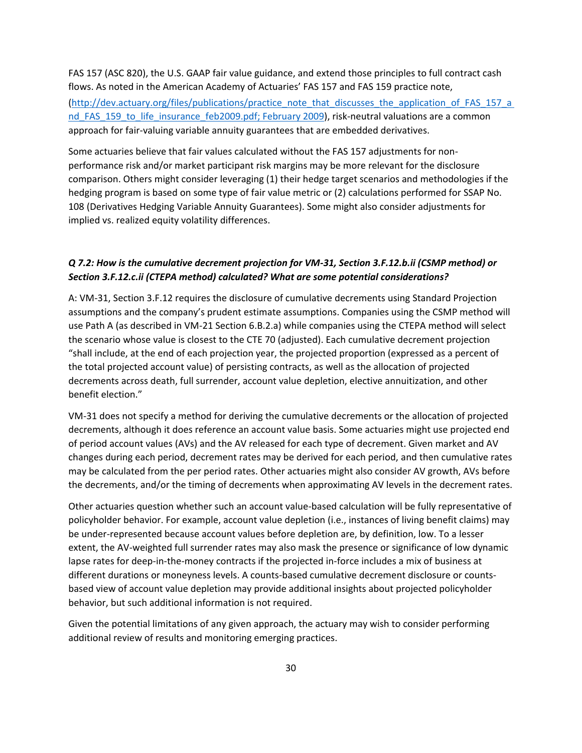FAS 157 (ASC 820), the U.S. GAAP fair value guidance, and extend those principles to full contract cash flows. As noted in the American Academy of Actuaries' FAS 157 and FAS 159 practice note, (http://dev.actuary.org/files/publications/practice_note_that_discusses_the_application_of_FAS_157_and_FAS_159_to_life_insurance_feb2009.pdf; February 2009), risk-neutral valuations are a common approach for fair-valuing variable annuity guarantees that are embedded derivatives.

Some actuaries believe that fair values calculated without the FAS 157 adjustments for non-performance risk and/or market participant risk margins may be more relevant for the disclosure comparison. Others might consider leveraging (1) their hedge target scenarios and methodologies if the hedging program is based on some type of fair value metric or (2) calculations performed for SSAP No. 108 (Derivatives Hedging Variable Annuity Guarantees). Some might also consider adjustments for implied vs. realized equity volatility differences.

***Q 7.2: How is the cumulative decrement projection for VM-31, Section 3.F.12.b.ii (CSMP method) or Section 3.F.12.c.ii (CTEPA method) calculated? What are some potential considerations?***

A: VM-31, Section 3.F.12 requires the disclosure of cumulative decrements using Standard Projection assumptions and the company's prudent estimate assumptions. Companies using the CSMP method will use Path A (as described in VM-21 Section 6.B.2.a) while companies using the CTEPA method will select the scenario whose value is closest to the CTE 70 (adjusted). Each cumulative decrement projection "shall include, at the end of each projection year, the projected proportion (expressed as a percent of the total projected account value) of persisting contracts, as well as the allocation of projected decrements across death, full surrender, account value depletion, elective annuitization, and other benefit election."

VM-31 does not specify a method for deriving the cumulative decrements or the allocation of projected decrements, although it does reference an account value basis. Some actuaries might use projected end of period account values (AVs) and the AV released for each type of decrement. Given market and AV changes during each period, decrement rates may be derived for each period, and then cumulative rates may be calculated from the per period rates. Other actuaries might also consider AV growth, AVs before the decrements, and/or the timing of decrements when approximating AV levels in the decrement rates.

Other actuaries question whether such an account value-based calculation will be fully representative of policyholder behavior. For example, account value depletion (i.e., instances of living benefit claims) may be under-represented because account values before depletion are, by definition, low. To a lesser extent, the AV-weighted full surrender rates may also mask the presence or significance of low dynamic lapse rates for deep-in-the-money contracts if the projected in-force includes a mix of business at different durations or moneyness levels. A counts-based cumulative decrement disclosure or counts-based view of account value depletion may provide additional insights about projected policyholder behavior, but such additional information is not required.

Given the potential limitations of any given approach, the actuary may wish to consider performing additional review of results and monitoring emerging practices.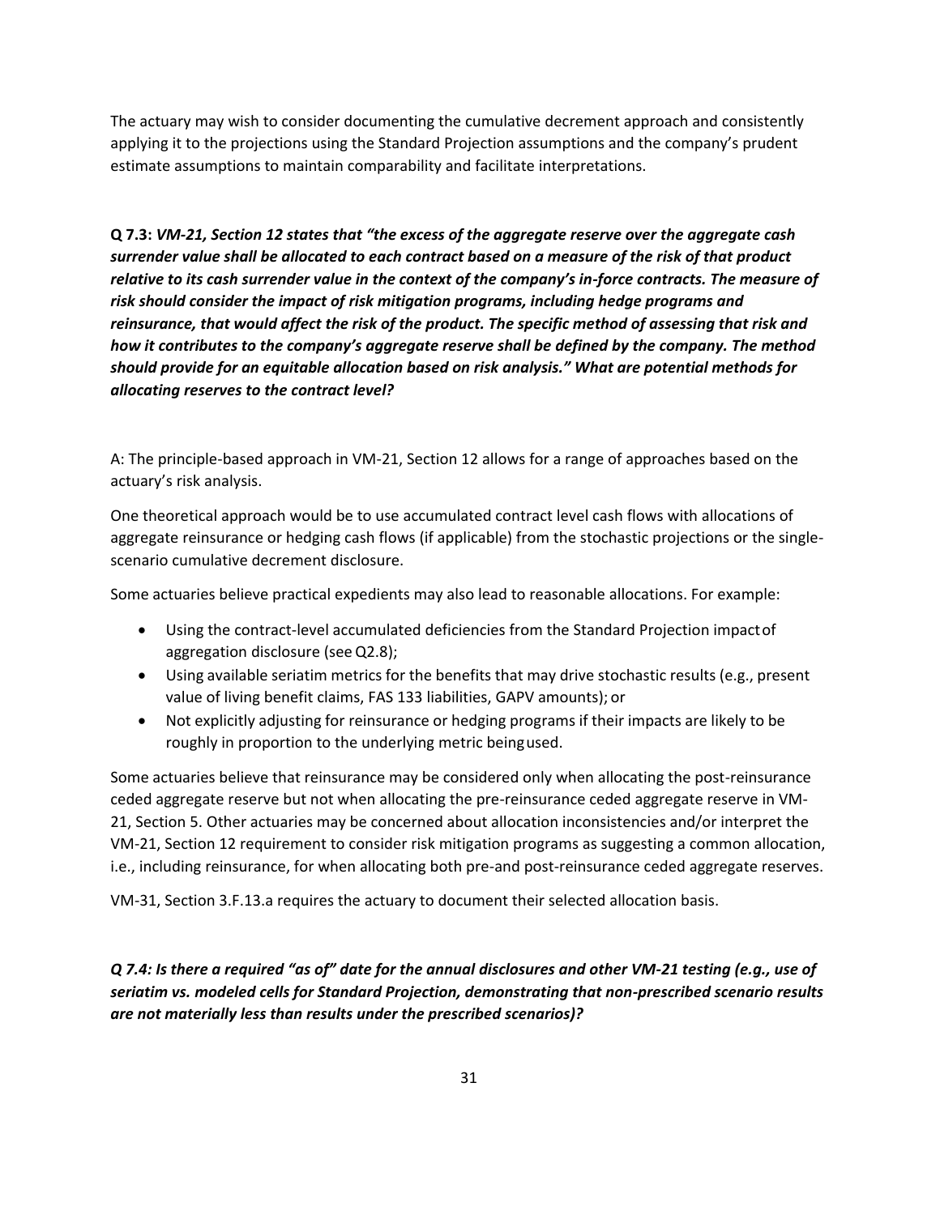The actuary may wish to consider documenting the cumulative decrement approach and consistently applying it to the projections using the Standard Projection assumptions and the company's prudent estimate assumptions to maintain comparability and facilitate interpretations.

**Q 7.3:** ***VM-21, Section 12 states that "the excess of the aggregate reserve over the aggregate cash surrender value shall be allocated to each contract based on a measure of the risk of that product relative to its cash surrender value in the context of the company's in-force contracts. The measure of risk should consider the impact of risk mitigation programs, including hedge programs and reinsurance, that would affect the risk of the product. The specific method of assessing that risk and how it contributes to the company's aggregate reserve shall be defined by the company. The method should provide for an equitable allocation based on risk analysis." What are potential methods for allocating reserves to the contract level?***

A: The principle-based approach in VM-21, Section 12 allows for a range of approaches based on the actuary's risk analysis.

One theoretical approach would be to use accumulated contract level cash flows with allocations of aggregate reinsurance or hedging cash flows (if applicable) from the stochastic projections or the single-scenario cumulative decrement disclosure.

Some actuaries believe practical expedients may also lead to reasonable allocations. For example:

- Using the contract-level accumulated deficiencies from the Standard Projection impact of aggregation disclosure (see Q2.8);
- Using available seriatim metrics for the benefits that may drive stochastic results (e.g., present value of living benefit claims, FAS 133 liabilities, GAPV amounts); or
- Not explicitly adjusting for reinsurance or hedging programs if their impacts are likely to be roughly in proportion to the underlying metric being used.

Some actuaries believe that reinsurance may be considered only when allocating the post-reinsurance ceded aggregate reserve but not when allocating the pre-reinsurance ceded aggregate reserve in VM-21, Section 5. Other actuaries may be concerned about allocation inconsistencies and/or interpret the VM-21, Section 12 requirement to consider risk mitigation programs as suggesting a common allocation, i.e., including reinsurance, for when allocating both pre-and post-reinsurance ceded aggregate reserves.

VM-31, Section 3.F.13.a requires the actuary to document their selected allocation basis.

***Q 7.4: Is there a required "as of" date for the annual disclosures and other VM-21 testing (e.g., use of seriatim vs. modeled cells for Standard Projection, demonstrating that non-prescribed scenario results are not materially less than results under the prescribed scenarios)?***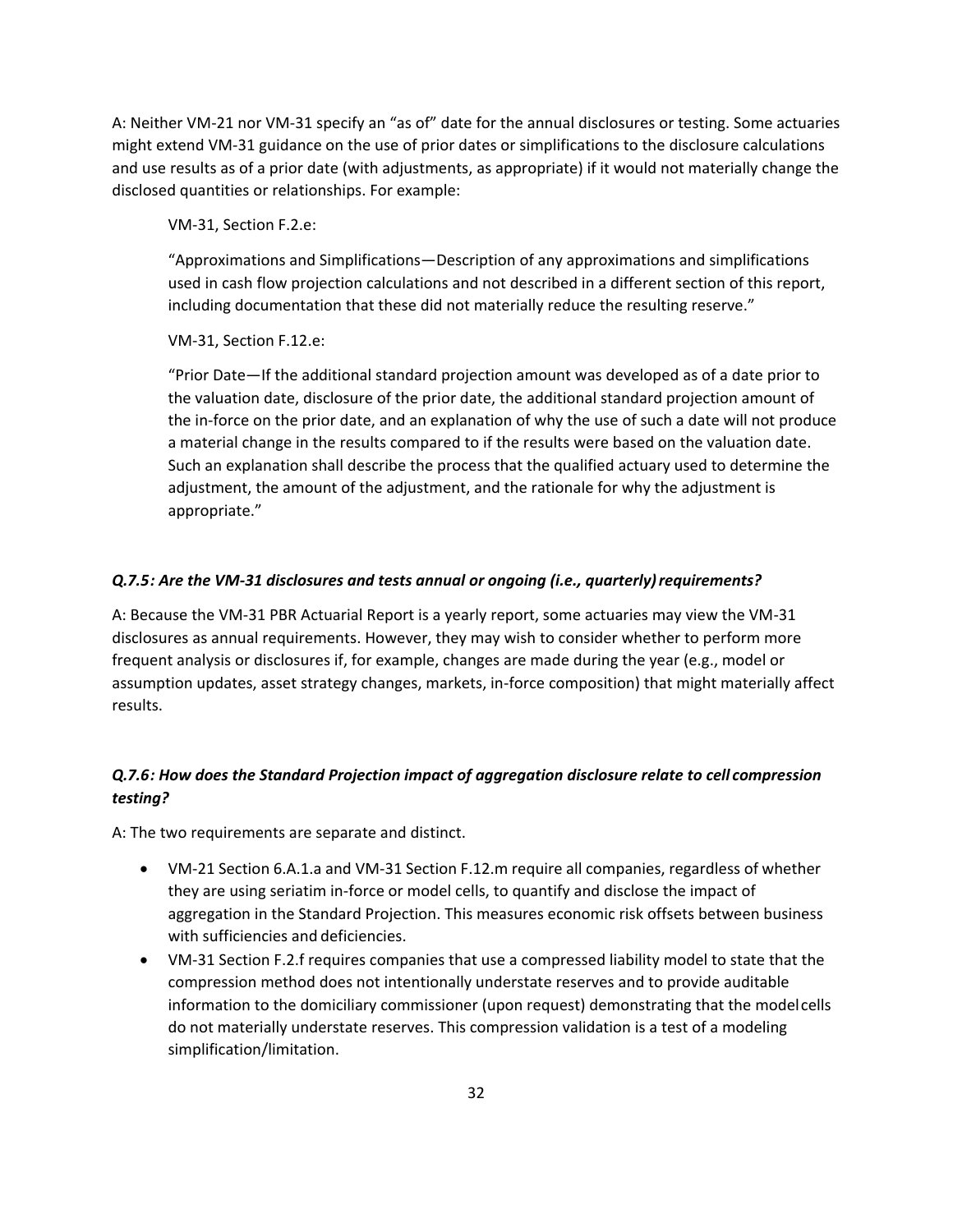A: Neither VM-21 nor VM-31 specify an "as of" date for the annual disclosures or testing. Some actuaries might extend VM-31 guidance on the use of prior dates or simplifications to the disclosure calculations and use results as of a prior date (with adjustments, as appropriate) if it would not materially change the disclosed quantities or relationships. For example:

> VM-31, Section F.2.e:
>
> "Approximations and Simplifications—Description of any approximations and simplifications used in cash flow projection calculations and not described in a different section of this report, including documentation that these did not materially reduce the resulting reserve."
>
> VM-31, Section F.12.e:
>
> "Prior Date—If the additional standard projection amount was developed as of a date prior to the valuation date, disclosure of the prior date, the additional standard projection amount of the in-force on the prior date, and an explanation of why the use of such a date will not produce a material change in the results compared to if the results were based on the valuation date. Such an explanation shall describe the process that the qualified actuary used to determine the adjustment, the amount of the adjustment, and the rationale for why the adjustment is appropriate."

***Q.7.5: Are the VM-31 disclosures and tests annual or ongoing (i.e., quarterly) requirements?***

A: Because the VM-31 PBR Actuarial Report is a yearly report, some actuaries may view the VM-31 disclosures as annual requirements. However, they may wish to consider whether to perform more frequent analysis or disclosures if, for example, changes are made during the year (e.g., model or assumption updates, asset strategy changes, markets, in-force composition) that might materially affect results.

***Q.7.6: How does the Standard Projection impact of aggregation disclosure relate to cell compression testing?***

A: The two requirements are separate and distinct.

- VM-21 Section 6.A.1.a and VM-31 Section F.12.m require all companies, regardless of whether they are using seriatim in-force or model cells, to quantify and disclose the impact of aggregation in the Standard Projection. This measures economic risk offsets between business with sufficiencies and deficiencies.
- VM-31 Section F.2.f requires companies that use a compressed liability model to state that the compression method does not intentionally understate reserves and to provide auditable information to the domiciliary commissioner (upon request) demonstrating that the model cells do not materially understate reserves. This compression validation is a test of a modeling simplification/limitation.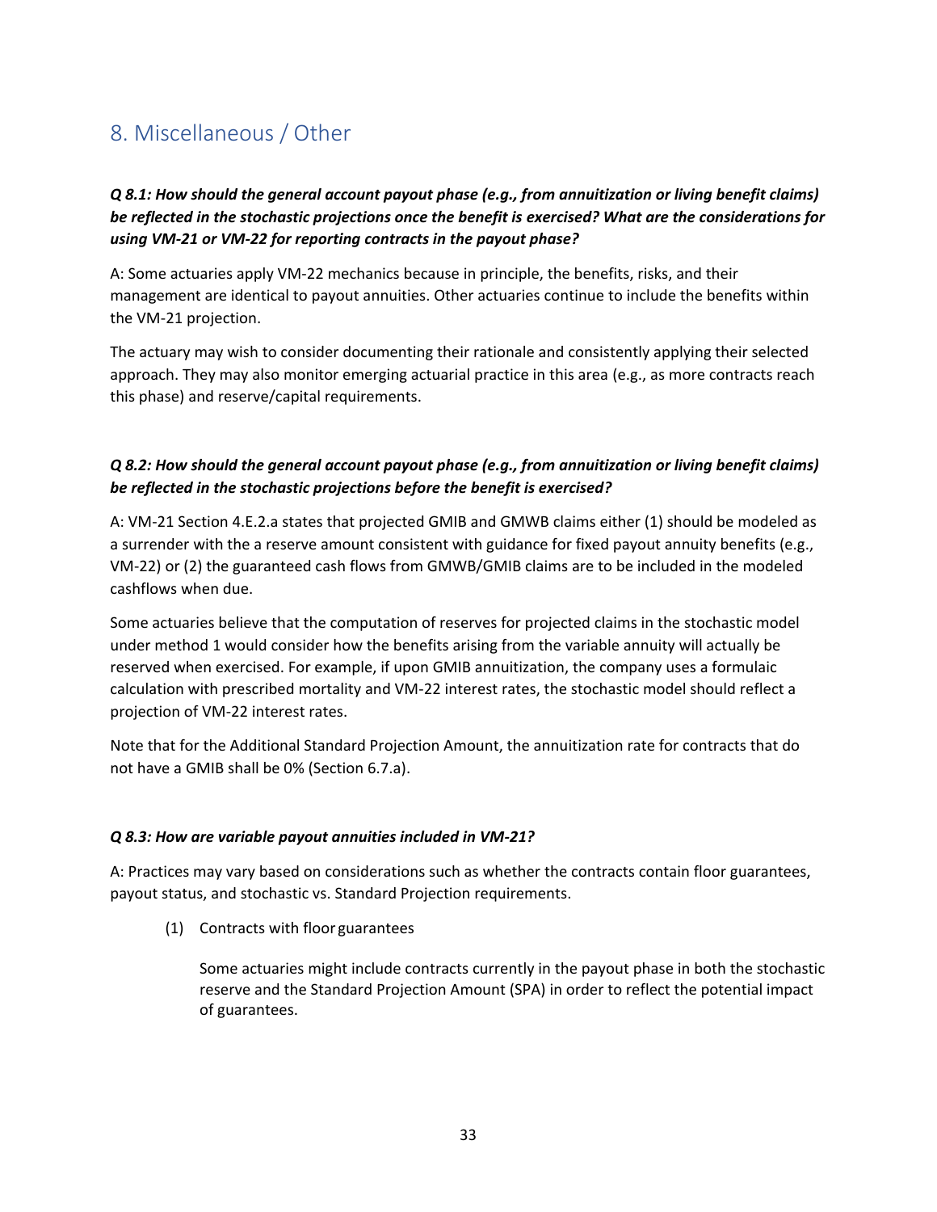## 8. Miscellaneous / Other

***Q 8.1: How should the general account payout phase (e.g., from annuitization or living benefit claims) be reflected in the stochastic projections once the benefit is exercised? What are the considerations for using VM-21 or VM-22 for reporting contracts in the payout phase?***

A: Some actuaries apply VM-22 mechanics because in principle, the benefits, risks, and their management are identical to payout annuities. Other actuaries continue to include the benefits within the VM-21 projection.

The actuary may wish to consider documenting their rationale and consistently applying their selected approach. They may also monitor emerging actuarial practice in this area (e.g., as more contracts reach this phase) and reserve/capital requirements.

***Q 8.2: How should the general account payout phase (e.g., from annuitization or living benefit claims) be reflected in the stochastic projections before the benefit is exercised?***

A: VM-21 Section 4.E.2.a states that projected GMIB and GMWB claims either (1) should be modeled as a surrender with the a reserve amount consistent with guidance for fixed payout annuity benefits (e.g., VM-22) or (2) the guaranteed cash flows from GMWB/GMIB claims are to be included in the modeled cashflows when due.

Some actuaries believe that the computation of reserves for projected claims in the stochastic model under method 1 would consider how the benefits arising from the variable annuity will actually be reserved when exercised. For example, if upon GMIB annuitization, the company uses a formulaic calculation with prescribed mortality and VM-22 interest rates, the stochastic model should reflect a projection of VM-22 interest rates.

Note that for the Additional Standard Projection Amount, the annuitization rate for contracts that do not have a GMIB shall be 0% (Section 6.7.a).

***Q 8.3: How are variable payout annuities included in VM-21?***

A: Practices may vary based on considerations such as whether the contracts contain floor guarantees, payout status, and stochastic vs. Standard Projection requirements.

(1) Contracts with floor guarantees

Some actuaries might include contracts currently in the payout phase in both the stochastic reserve and the Standard Projection Amount (SPA) in order to reflect the potential impact of guarantees.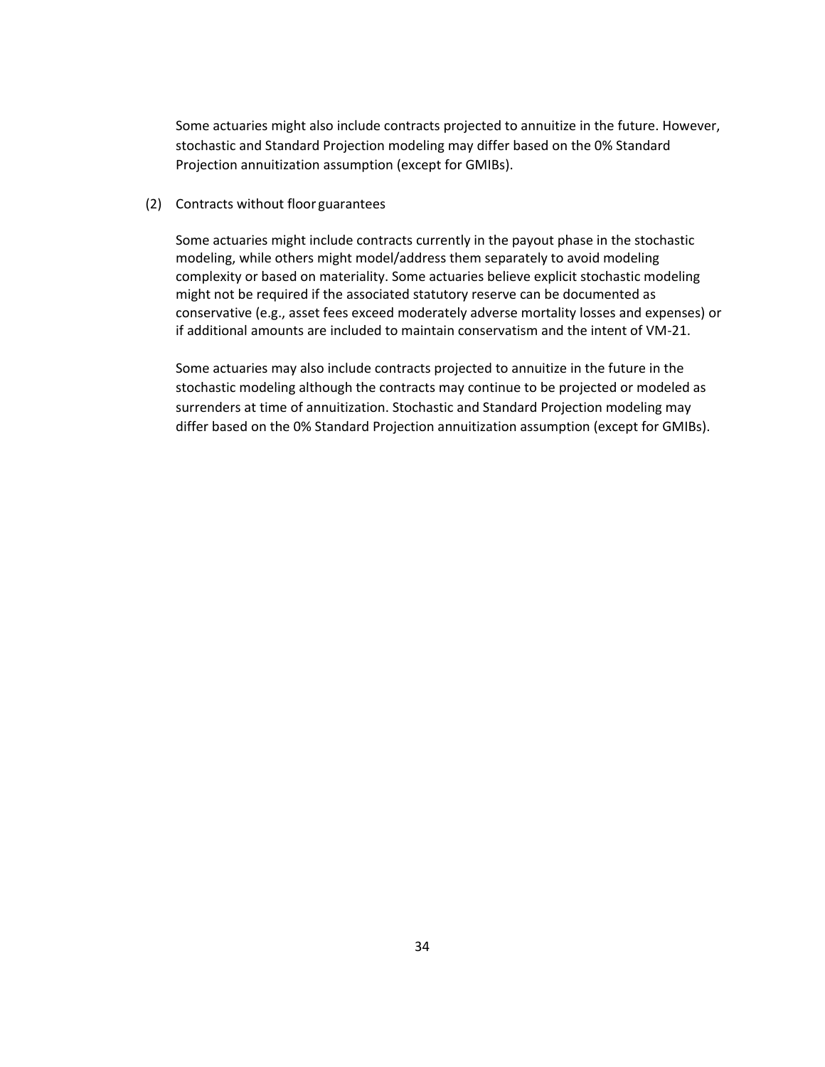Some actuaries might also include contracts projected to annuitize in the future. However, stochastic and Standard Projection modeling may differ based on the 0% Standard Projection annuitization assumption (except for GMIBs).

(2) Contracts without floor guarantees

Some actuaries might include contracts currently in the payout phase in the stochastic modeling, while others might model/address them separately to avoid modeling complexity or based on materiality. Some actuaries believe explicit stochastic modeling might not be required if the associated statutory reserve can be documented as conservative (e.g., asset fees exceed moderately adverse mortality losses and expenses) or if additional amounts are included to maintain conservatism and the intent of VM-21.

Some actuaries may also include contracts projected to annuitize in the future in the stochastic modeling although the contracts may continue to be projected or modeled as surrenders at time of annuitization. Stochastic and Standard Projection modeling may differ based on the 0% Standard Projection annuitization assumption (except for GMIBs).